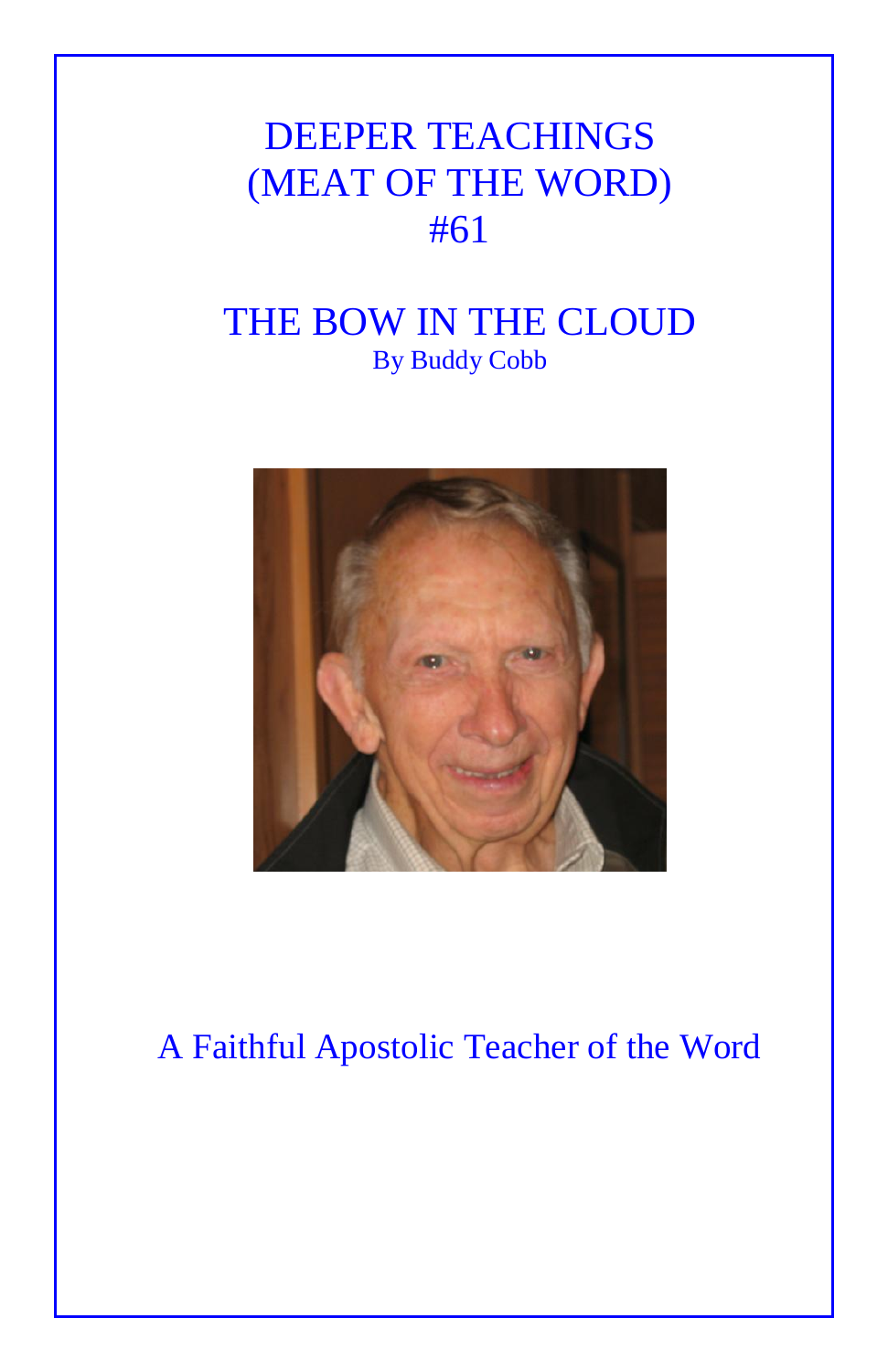# DEEPER TEACHINGS (MEAT OF THE WORD) #61

## THE BOW IN THE CLOUD

By Buddy Cobb

A Faithful Apostolic Teacher of the Word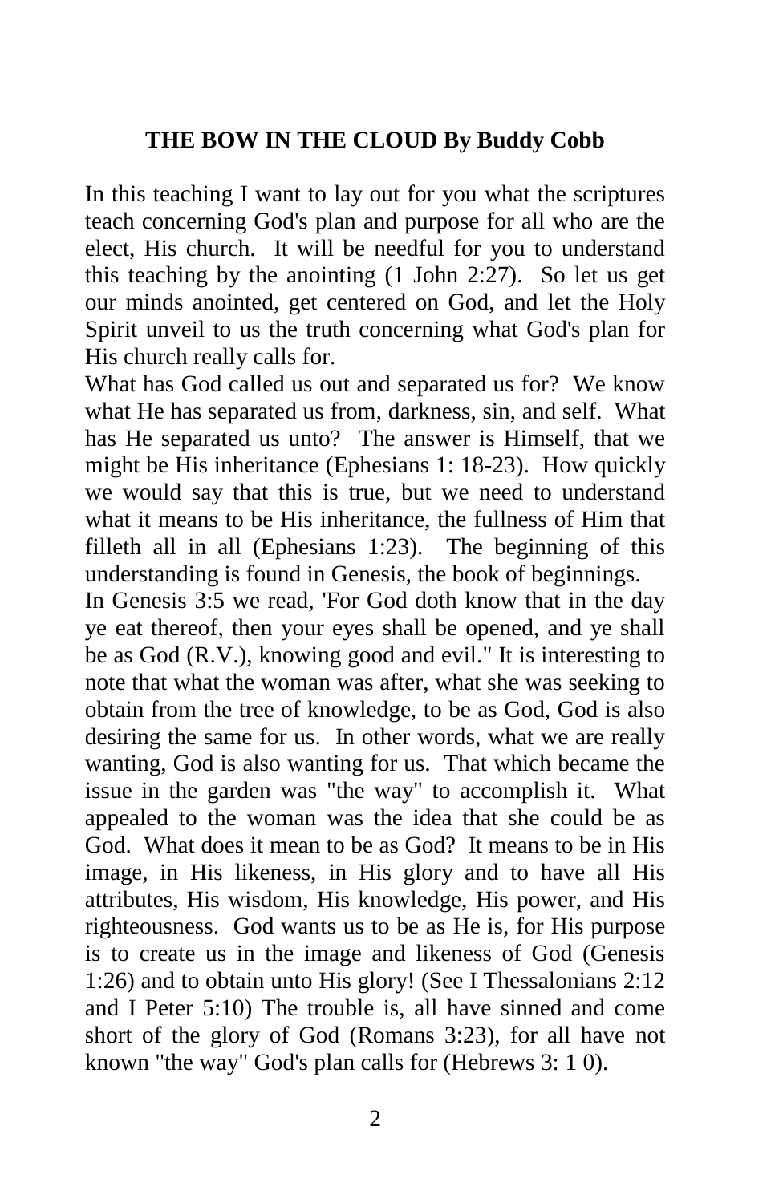**THE BOW IN THE CLOUD By Buddy Cobb**

In this teaching I want to lay out for you what the scriptures teach concerning God's plan and purpose for all who are the elect, His church. It will be needful for you to understand this teaching by the anointing (1 John 2:27). So let us get our minds anointed, get centered on God, and let the Holy Spirit unveil to us the truth concerning what God's plan for His church really calls for.

What has God called us out and separated us for? We know what He has separated us from, darkness, sin, and self. What has He separated us unto? The answer is Himself, that we might be His inheritance (Ephesians 1: 18-23). How quickly we would say that this is true, but we need to understand what it means to be His inheritance, the fullness of Him that filleth all in all (Ephesians 1:23). The beginning of this understanding is found in Genesis, the book of beginnings.

In Genesis 3:5 we read, 'For God doth know that in the day ye eat thereof, then your eyes shall be opened, and ye shall be as God (R.V.), knowing good and evil." It is interesting to note that what the woman was after, what she was seeking to obtain from the tree of knowledge, to be as God, God is also desiring the same for us. In other words, what we are really wanting, God is also wanting for us. That which became the issue in the garden was "the way" to accomplish it. What appealed to the woman was the idea that she could be as God. What does it mean to be as God? It means to be in His image, in His likeness, in His glory and to have all His attributes, His wisdom, His knowledge, His power, and His righteousness. God wants us to be as He is, for His purpose is to create us in the image and likeness of God (Genesis 1:26) and to obtain unto His glory! (See I Thessalonians 2:12 and I Peter 5:10) The trouble is, all have sinned and come short of the glory of God (Romans 3:23), for all have not known "the way" God's plan calls for (Hebrews 3: 1 0).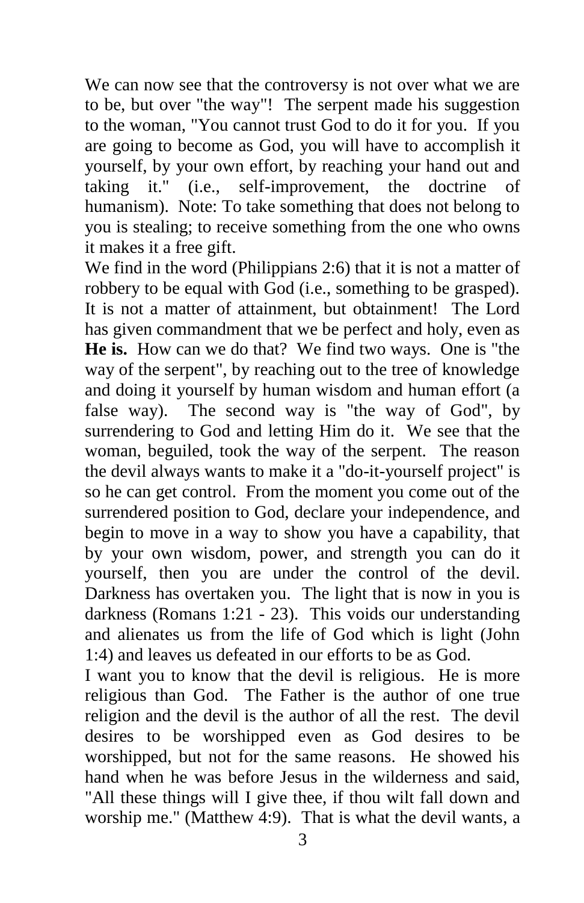We can now see that the controversy is not over what we are to be, but over "the way"! The serpent made his suggestion to the woman, "You cannot trust God to do it for you. If you are going to become as God, you will have to accomplish it yourself, by your own effort, by reaching your hand out and taking it." (i.e., self-improvement, the doctrine of humanism). Note: To take something that does not belong to you is stealing; to receive something from the one who owns it makes it a free gift.

We find in the word (Philippians 2:6) that it is not a matter of robbery to be equal with God (i.e., something to be grasped). It is not a matter of attainment, but obtainment! The Lord has given commandment that we be perfect and holy, even as **He is.** How can we do that? We find two ways. One is "the way of the serpent", by reaching out to the tree of knowledge and doing it yourself by human wisdom and human effort (a false way). The second way is "the way of God", by surrendering to God and letting Him do it. We see that the woman, beguiled, took the way of the serpent. The reason the devil always wants to make it a "do-it-yourself project" is so he can get control. From the moment you come out of the surrendered position to God, declare your independence, and begin to move in a way to show you have a capability, that by your own wisdom, power, and strength you can do it yourself, then you are under the control of the devil. Darkness has overtaken you. The light that is now in you is darkness (Romans 1:21 - 23). This voids our understanding and alienates us from the life of God which is light (John 1:4) and leaves us defeated in our efforts to be as God.

I want you to know that the devil is religious. He is more religious than God. The Father is the author of one true religion and the devil is the author of all the rest. The devil desires to be worshipped even as God desires to be worshipped, but not for the same reasons. He showed his hand when he was before Jesus in the wilderness and said, "All these things will I give thee, if thou wilt fall down and worship me." (Matthew 4:9). That is what the devil wants, a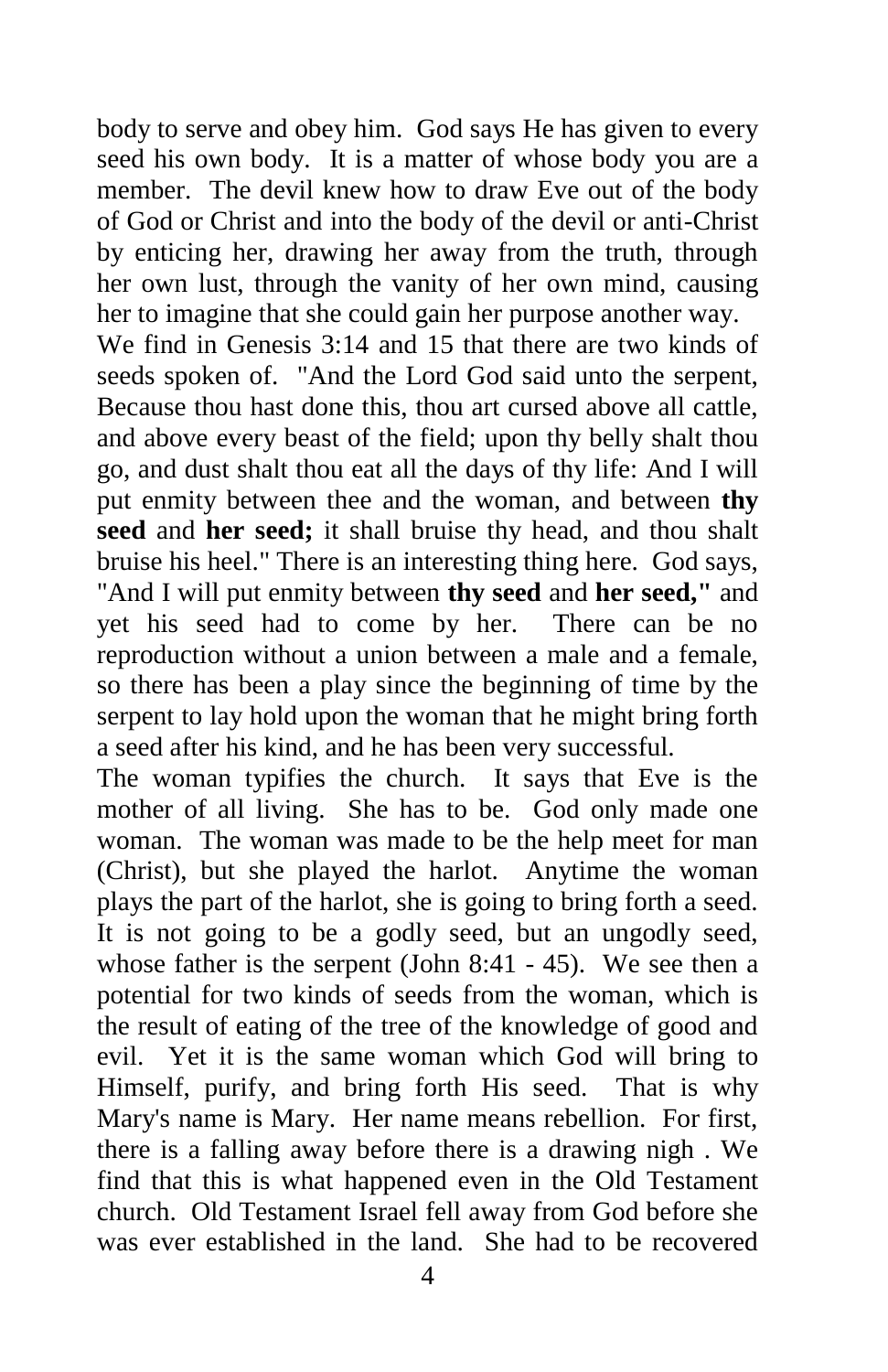body to serve and obey him. God says He has given to every seed his own body. It is a matter of whose body you are a member. The devil knew how to draw Eve out of the body of God or Christ and into the body of the devil or anti-Christ by enticing her, drawing her away from the truth, through her own lust, through the vanity of her own mind, causing her to imagine that she could gain her purpose another way.

We find in Genesis 3:14 and 15 that there are two kinds of seeds spoken of. "And the Lord God said unto the serpent, Because thou hast done this, thou art cursed above all cattle, and above every beast of the field; upon thy belly shalt thou go, and dust shalt thou eat all the days of thy life: And I will put enmity between thee and the woman, and between **thy seed** and **her seed;** it shall bruise thy head, and thou shalt bruise his heel." There is an interesting thing here. God says, "And I will put enmity between **thy seed** and **her seed,"** and yet his seed had to come by her. There can be no reproduction without a union between a male and a female, so there has been a play since the beginning of time by the serpent to lay hold upon the woman that he might bring forth a seed after his kind, and he has been very successful.

The woman typifies the church. It says that Eve is the mother of all living. She has to be. God only made one woman. The woman was made to be the help meet for man (Christ), but she played the harlot. Anytime the woman plays the part of the harlot, she is going to bring forth a seed. It is not going to be a godly seed, but an ungodly seed, whose father is the serpent (John 8:41 - 45). We see then a potential for two kinds of seeds from the woman, which is the result of eating of the tree of the knowledge of good and evil. Yet it is the same woman which God will bring to Himself, purify, and bring forth His seed. That is why Mary's name is Mary. Her name means rebellion. For first, there is a falling away before there is a drawing nigh . We find that this is what happened even in the Old Testament church. Old Testament Israel fell away from God before she was ever established in the land. She had to be recovered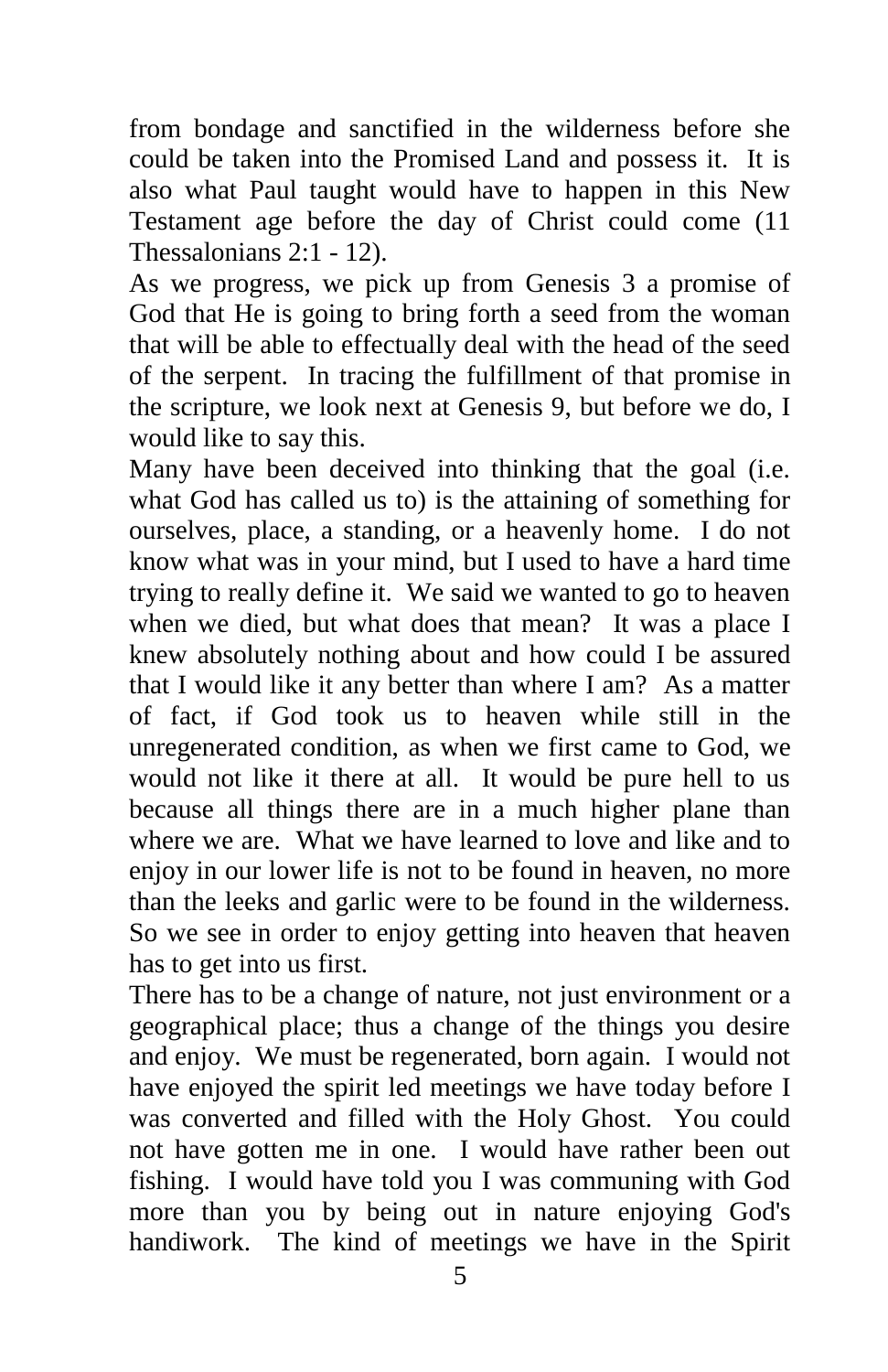from bondage and sanctified in the wilderness before she could be taken into the Promised Land and possess it. It is also what Paul taught would have to happen in this New Testament age before the day of Christ could come (11 Thessalonians 2:1 - 12).

As we progress, we pick up from Genesis 3 a promise of God that He is going to bring forth a seed from the woman that will be able to effectually deal with the head of the seed of the serpent. In tracing the fulfillment of that promise in the scripture, we look next at Genesis 9, but before we do, I would like to say this.

Many have been deceived into thinking that the goal (i.e. what God has called us to) is the attaining of something for ourselves, place, a standing, or a heavenly home. I do not know what was in your mind, but I used to have a hard time trying to really define it. We said we wanted to go to heaven when we died, but what does that mean? It was a place I knew absolutely nothing about and how could I be assured that I would like it any better than where I am? As a matter of fact, if God took us to heaven while still in the unregenerated condition, as when we first came to God, we would not like it there at all. It would be pure hell to us because all things there are in a much higher plane than where we are. What we have learned to love and like and to enjoy in our lower life is not to be found in heaven, no more than the leeks and garlic were to be found in the wilderness. So we see in order to enjoy getting into heaven that heaven has to get into us first.

There has to be a change of nature, not just environment or a geographical place; thus a change of the things you desire and enjoy. We must be regenerated, born again. I would not have enjoyed the spirit led meetings we have today before I was converted and filled with the Holy Ghost. You could not have gotten me in one. I would have rather been out fishing. I would have told you I was communing with God more than you by being out in nature enjoying God's handiwork. The kind of meetings we have in the Spirit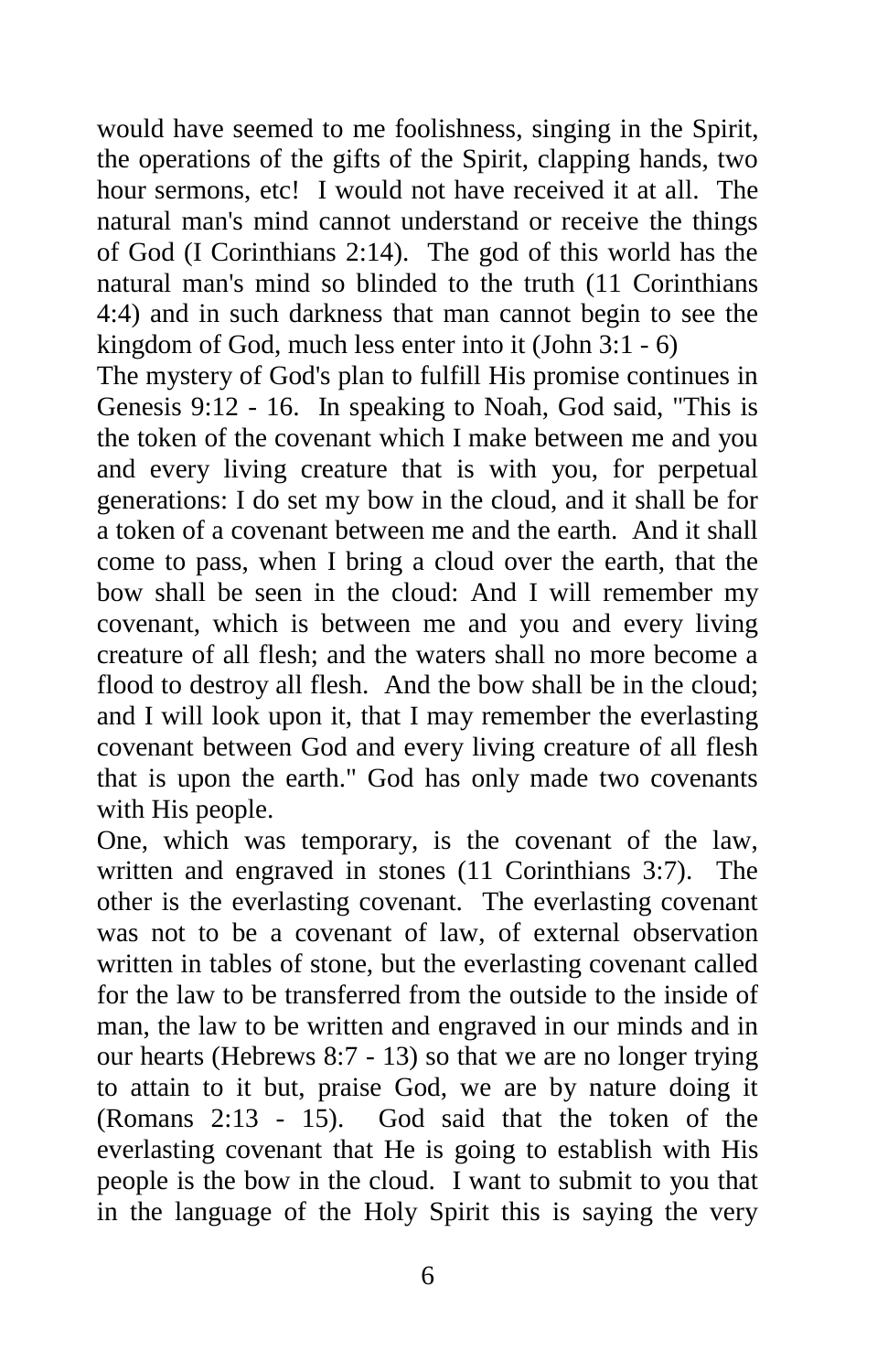would have seemed to me foolishness, singing in the Spirit, the operations of the gifts of the Spirit, clapping hands, two hour sermons, etc! I would not have received it at all. The natural man's mind cannot understand or receive the things of God (I Corinthians 2:14). The god of this world has the natural man's mind so blinded to the truth (11 Corinthians 4:4) and in such darkness that man cannot begin to see the kingdom of God, much less enter into it (John 3:1 - 6)

The mystery of God's plan to fulfill His promise continues in Genesis 9:12 - 16. In speaking to Noah, God said, "This is the token of the covenant which I make between me and you and every living creature that is with you, for perpetual generations: I do set my bow in the cloud, and it shall be for a token of a covenant between me and the earth. And it shall come to pass, when I bring a cloud over the earth, that the bow shall be seen in the cloud: And I will remember my covenant, which is between me and you and every living creature of all flesh; and the waters shall no more become a flood to destroy all flesh. And the bow shall be in the cloud; and I will look upon it, that I may remember the everlasting covenant between God and every living creature of all flesh that is upon the earth." God has only made two covenants with His people.

One, which was temporary, is the covenant of the law, written and engraved in stones (11 Corinthians 3:7). The other is the everlasting covenant. The everlasting covenant was not to be a covenant of law, of external observation written in tables of stone, but the everlasting covenant called for the law to be transferred from the outside to the inside of man, the law to be written and engraved in our minds and in our hearts (Hebrews 8:7 - 13) so that we are no longer trying to attain to it but, praise God, we are by nature doing it (Romans 2:13 - 15). God said that the token of the everlasting covenant that He is going to establish with His people is the bow in the cloud. I want to submit to you that in the language of the Holy Spirit this is saying the very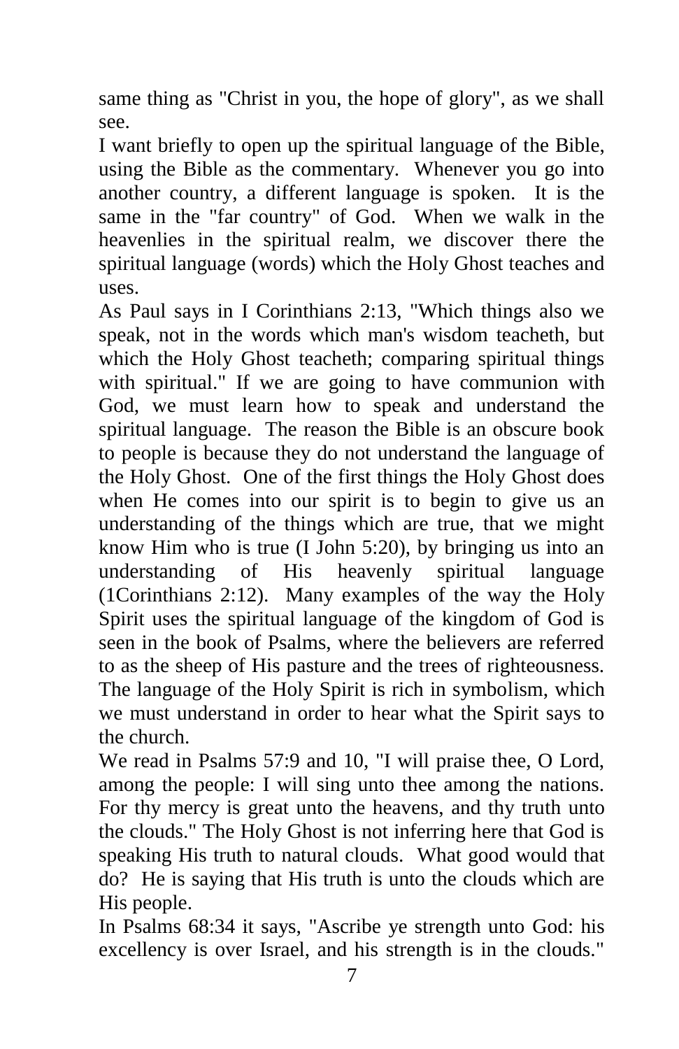same thing as "Christ in you, the hope of glory", as we shall see.

I want briefly to open up the spiritual language of the Bible, using the Bible as the commentary. Whenever you go into another country, a different language is spoken. It is the same in the "far country" of God. When we walk in the heavenlies in the spiritual realm, we discover there the spiritual language (words) which the Holy Ghost teaches and uses.

As Paul says in I Corinthians 2:13, "Which things also we speak, not in the words which man's wisdom teacheth, but which the Holy Ghost teacheth; comparing spiritual things with spiritual." If we are going to have communion with God, we must learn how to speak and understand the spiritual language. The reason the Bible is an obscure book to people is because they do not understand the language of the Holy Ghost. One of the first things the Holy Ghost does when He comes into our spirit is to begin to give us an understanding of the things which are true, that we might know Him who is true (I John 5:20), by bringing us into an understanding of His heavenly spiritual language (1Corinthians 2:12). Many examples of the way the Holy Spirit uses the spiritual language of the kingdom of God is seen in the book of Psalms, where the believers are referred to as the sheep of His pasture and the trees of righteousness. The language of the Holy Spirit is rich in symbolism, which we must understand in order to hear what the Spirit says to the church.

We read in Psalms 57:9 and 10, "I will praise thee, O Lord, among the people: I will sing unto thee among the nations. For thy mercy is great unto the heavens, and thy truth unto the clouds." The Holy Ghost is not inferring here that God is speaking His truth to natural clouds. What good would that do? He is saying that His truth is unto the clouds which are His people.

In Psalms 68:34 it says, "Ascribe ye strength unto God: his excellency is over Israel, and his strength is in the clouds."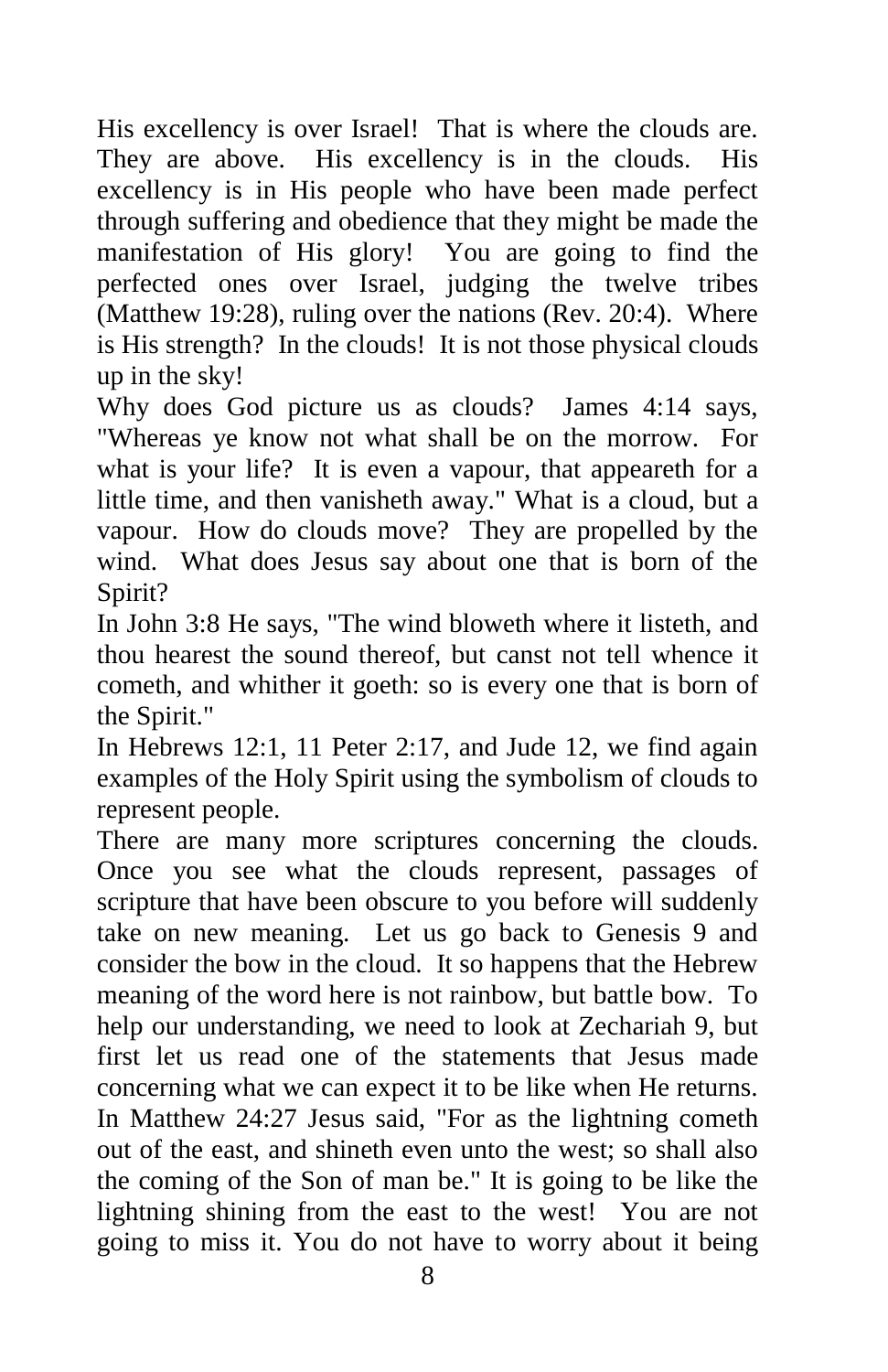His excellency is over Israel! That is where the clouds are. They are above. His excellency is in the clouds. His excellency is in His people who have been made perfect through suffering and obedience that they might be made the manifestation of His glory! You are going to find the perfected ones over Israel, judging the twelve tribes (Matthew 19:28), ruling over the nations (Rev. 20:4). Where is His strength? In the clouds! It is not those physical clouds up in the sky!

Why does God picture us as clouds? James 4:14 says, "Whereas ye know not what shall be on the morrow. For what is your life? It is even a vapour, that appeareth for a little time, and then vanisheth away." What is a cloud, but a vapour. How do clouds move? They are propelled by the wind. What does Jesus say about one that is born of the Spirit?

In John 3:8 He says, "The wind bloweth where it listeth, and thou hearest the sound thereof, but canst not tell whence it cometh, and whither it goeth: so is every one that is born of the Spirit."

In Hebrews 12:1, 11 Peter 2:17, and Jude 12, we find again examples of the Holy Spirit using the symbolism of clouds to represent people.

There are many more scriptures concerning the clouds. Once you see what the clouds represent, passages of scripture that have been obscure to you before will suddenly take on new meaning. Let us go back to Genesis 9 and consider the bow in the cloud. It so happens that the Hebrew meaning of the word here is not rainbow, but battle bow. To help our understanding, we need to look at Zechariah 9, but first let us read one of the statements that Jesus made concerning what we can expect it to be like when He returns. In Matthew 24:27 Jesus said, "For as the lightning cometh out of the east, and shineth even unto the west; so shall also the coming of the Son of man be." It is going to be like the lightning shining from the east to the west! You are not going to miss it. You do not have to worry about it being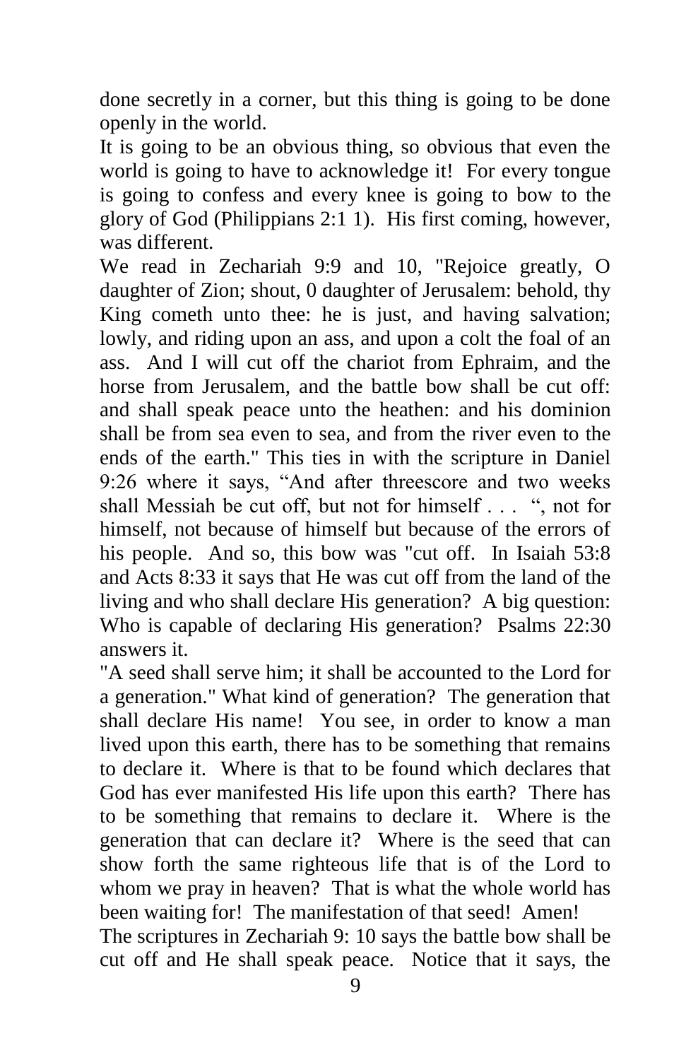done secretly in a corner, but this thing is going to be done openly in the world.

It is going to be an obvious thing, so obvious that even the world is going to have to acknowledge it! For every tongue is going to confess and every knee is going to bow to the glory of God (Philippians 2:1 1). His first coming, however, was different.

We read in Zechariah 9:9 and 10, "Rejoice greatly, O daughter of Zion; shout, 0 daughter of Jerusalem: behold, thy King cometh unto thee: he is just, and having salvation; lowly, and riding upon an ass, and upon a colt the foal of an ass. And I will cut off the chariot from Ephraim, and the horse from Jerusalem, and the battle bow shall be cut off: and shall speak peace unto the heathen: and his dominion shall be from sea even to sea, and from the river even to the ends of the earth." This ties in with the scripture in Daniel 9:26 where it says, "And after threescore and two weeks shall Messiah be cut off, but not for himself . . . ", not for himself, not because of himself but because of the errors of his people. And so, this bow was "cut off. In Isaiah 53:8 and Acts 8:33 it says that He was cut off from the land of the living and who shall declare His generation? A big question: Who is capable of declaring His generation? Psalms 22:30 answers it.

"A seed shall serve him; it shall be accounted to the Lord for a generation." What kind of generation? The generation that shall declare His name! You see, in order to know a man lived upon this earth, there has to be something that remains to declare it. Where is that to be found which declares that God has ever manifested His life upon this earth? There has to be something that remains to declare it. Where is the generation that can declare it? Where is the seed that can show forth the same righteous life that is of the Lord to whom we pray in heaven? That is what the whole world has been waiting for! The manifestation of that seed! Amen!

The scriptures in Zechariah 9: 10 says the battle bow shall be cut off and He shall speak peace. Notice that it says, the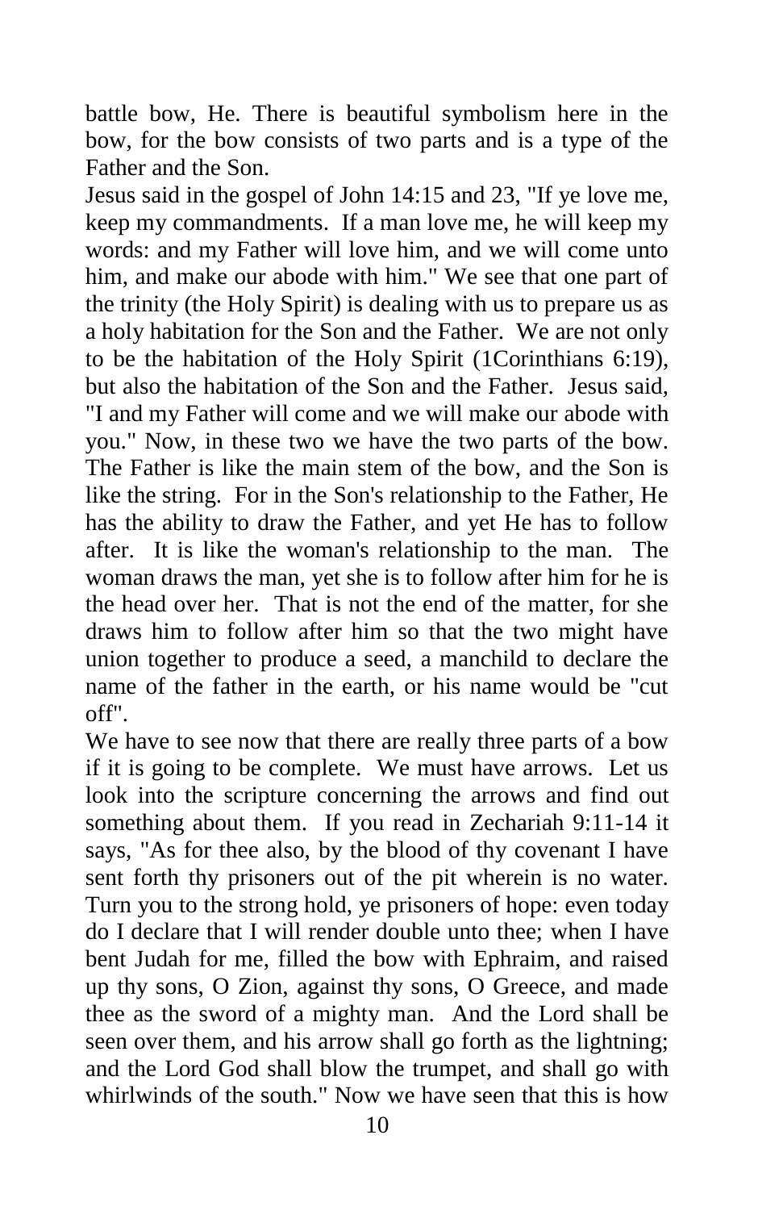battle bow, He. There is beautiful symbolism here in the bow, for the bow consists of two parts and is a type of the Father and the Son.

Jesus said in the gospel of John 14:15 and 23, "If ye love me, keep my commandments. If a man love me, he will keep my words: and my Father will love him, and we will come unto him, and make our abode with him." We see that one part of the trinity (the Holy Spirit) is dealing with us to prepare us as a holy habitation for the Son and the Father. We are not only to be the habitation of the Holy Spirit (1Corinthians 6:19), but also the habitation of the Son and the Father. Jesus said, "I and my Father will come and we will make our abode with you." Now, in these two we have the two parts of the bow. The Father is like the main stem of the bow, and the Son is like the string. For in the Son's relationship to the Father, He has the ability to draw the Father, and yet He has to follow after. It is like the woman's relationship to the man. The woman draws the man, yet she is to follow after him for he is the head over her. That is not the end of the matter, for she draws him to follow after him so that the two might have union together to produce a seed, a manchild to declare the name of the father in the earth, or his name would be "cut off".

We have to see now that there are really three parts of a bow if it is going to be complete. We must have arrows. Let us look into the scripture concerning the arrows and find out something about them. If you read in Zechariah 9:11-14 it says, "As for thee also, by the blood of thy covenant I have sent forth thy prisoners out of the pit wherein is no water. Turn you to the strong hold, ye prisoners of hope: even today do I declare that I will render double unto thee; when I have bent Judah for me, filled the bow with Ephraim, and raised up thy sons, O Zion, against thy sons, O Greece, and made thee as the sword of a mighty man. And the Lord shall be seen over them, and his arrow shall go forth as the lightning; and the Lord God shall blow the trumpet, and shall go with whirlwinds of the south." Now we have seen that this is how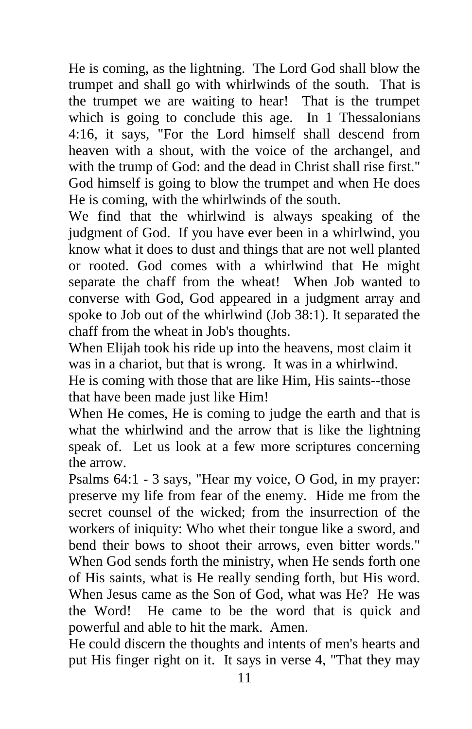He is coming, as the lightning. The Lord God shall blow the trumpet and shall go with whirlwinds of the south. That is the trumpet we are waiting to hear! That is the trumpet which is going to conclude this age. In 1 Thessalonians 4:16, it says, "For the Lord himself shall descend from heaven with a shout, with the voice of the archangel, and with the trump of God: and the dead in Christ shall rise first." God himself is going to blow the trumpet and when He does He is coming, with the whirlwinds of the south.

We find that the whirlwind is always speaking of the judgment of God. If you have ever been in a whirlwind, you know what it does to dust and things that are not well planted or rooted. God comes with a whirlwind that He might separate the chaff from the wheat! When Job wanted to converse with God, God appeared in a judgment array and spoke to Job out of the whirlwind (Job 38:1). It separated the chaff from the wheat in Job's thoughts.

When Elijah took his ride up into the heavens, most claim it was in a chariot, but that is wrong. It was in a whirlwind.

He is coming with those that are like Him, His saints--those that have been made just like Him!

When He comes, He is coming to judge the earth and that is what the whirlwind and the arrow that is like the lightning speak of. Let us look at a few more scriptures concerning the arrow.

Psalms 64:1 - 3 says, "Hear my voice, O God, in my prayer: preserve my life from fear of the enemy. Hide me from the secret counsel of the wicked; from the insurrection of the workers of iniquity: Who whet their tongue like a sword, and bend their bows to shoot their arrows, even bitter words." When God sends forth the ministry, when He sends forth one of His saints, what is He really sending forth, but His word. When Jesus came as the Son of God, what was He? He was the Word! He came to be the word that is quick and powerful and able to hit the mark. Amen.

He could discern the thoughts and intents of men's hearts and put His finger right on it. It says in verse 4, "That they may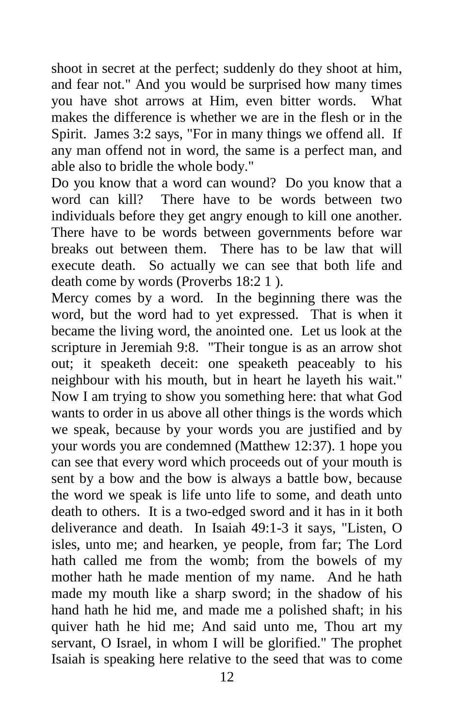shoot in secret at the perfect; suddenly do they shoot at him, and fear not." And you would be surprised how many times you have shot arrows at Him, even bitter words. What makes the difference is whether we are in the flesh or in the Spirit. James 3:2 says, "For in many things we offend all. If any man offend not in word, the same is a perfect man, and able also to bridle the whole body."

Do you know that a word can wound? Do you know that a word can kill? There have to be words between two individuals before they get angry enough to kill one another. There have to be words between governments before war breaks out between them. There has to be law that will execute death. So actually we can see that both life and death come by words (Proverbs 18:2 1 ).

Mercy comes by a word. In the beginning there was the word, but the word had to yet expressed. That is when it became the living word, the anointed one. Let us look at the scripture in Jeremiah 9:8. "Their tongue is as an arrow shot out; it speaketh deceit: one speaketh peaceably to his neighbour with his mouth, but in heart he layeth his wait." Now I am trying to show you something here: that what God wants to order in us above all other things is the words which we speak, because by your words you are justified and by your words you are condemned (Matthew 12:37). 1 hope you can see that every word which proceeds out of your mouth is sent by a bow and the bow is always a battle bow, because the word we speak is life unto life to some, and death unto death to others. It is a two-edged sword and it has in it both deliverance and death. In Isaiah 49:1-3 it says, "Listen, O isles, unto me; and hearken, ye people, from far; The Lord hath called me from the womb; from the bowels of my mother hath he made mention of my name. And he hath made my mouth like a sharp sword; in the shadow of his hand hath he hid me, and made me a polished shaft; in his quiver hath he hid me; And said unto me, Thou art my servant, O Israel, in whom I will be glorified." The prophet Isaiah is speaking here relative to the seed that was to come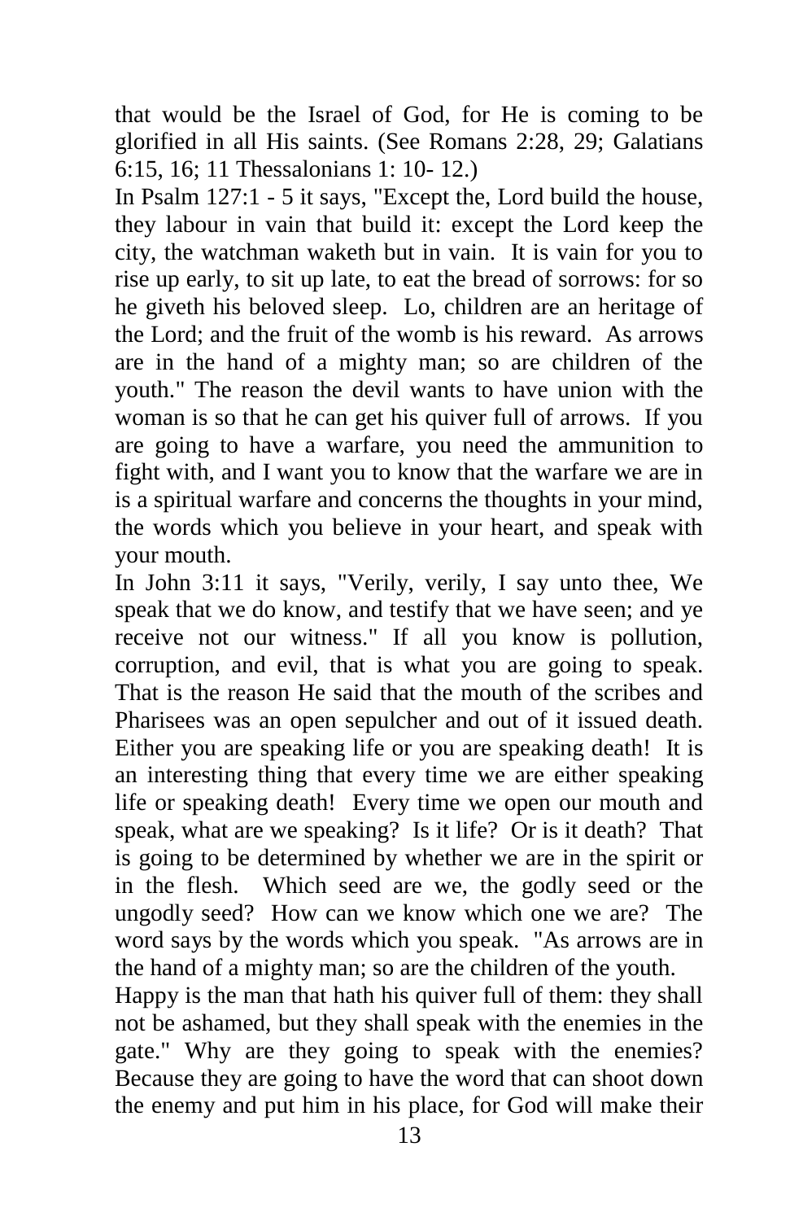that would be the Israel of God, for He is coming to be glorified in all His saints. (See Romans 2:28, 29; Galatians 6:15, 16; 11 Thessalonians 1: 10- 12.)

In Psalm 127:1 - 5 it says, "Except the, Lord build the house, they labour in vain that build it: except the Lord keep the city, the watchman waketh but in vain. It is vain for you to rise up early, to sit up late, to eat the bread of sorrows: for so he giveth his beloved sleep. Lo, children are an heritage of the Lord; and the fruit of the womb is his reward. As arrows are in the hand of a mighty man; so are children of the youth." The reason the devil wants to have union with the woman is so that he can get his quiver full of arrows. If you are going to have a warfare, you need the ammunition to fight with, and I want you to know that the warfare we are in is a spiritual warfare and concerns the thoughts in your mind, the words which you believe in your heart, and speak with your mouth.

In John 3:11 it says, "Verily, verily, I say unto thee, We speak that we do know, and testify that we have seen; and ye receive not our witness." If all you know is pollution, corruption, and evil, that is what you are going to speak. That is the reason He said that the mouth of the scribes and Pharisees was an open sepulcher and out of it issued death. Either you are speaking life or you are speaking death! It is an interesting thing that every time we are either speaking life or speaking death! Every time we open our mouth and speak, what are we speaking? Is it life? Or is it death? That is going to be determined by whether we are in the spirit or in the flesh. Which seed are we, the godly seed or the ungodly seed? How can we know which one we are? The word says by the words which you speak. "As arrows are in the hand of a mighty man; so are the children of the youth.

Happy is the man that hath his quiver full of them: they shall not be ashamed, but they shall speak with the enemies in the gate." Why are they going to speak with the enemies? Because they are going to have the word that can shoot down the enemy and put him in his place, for God will make their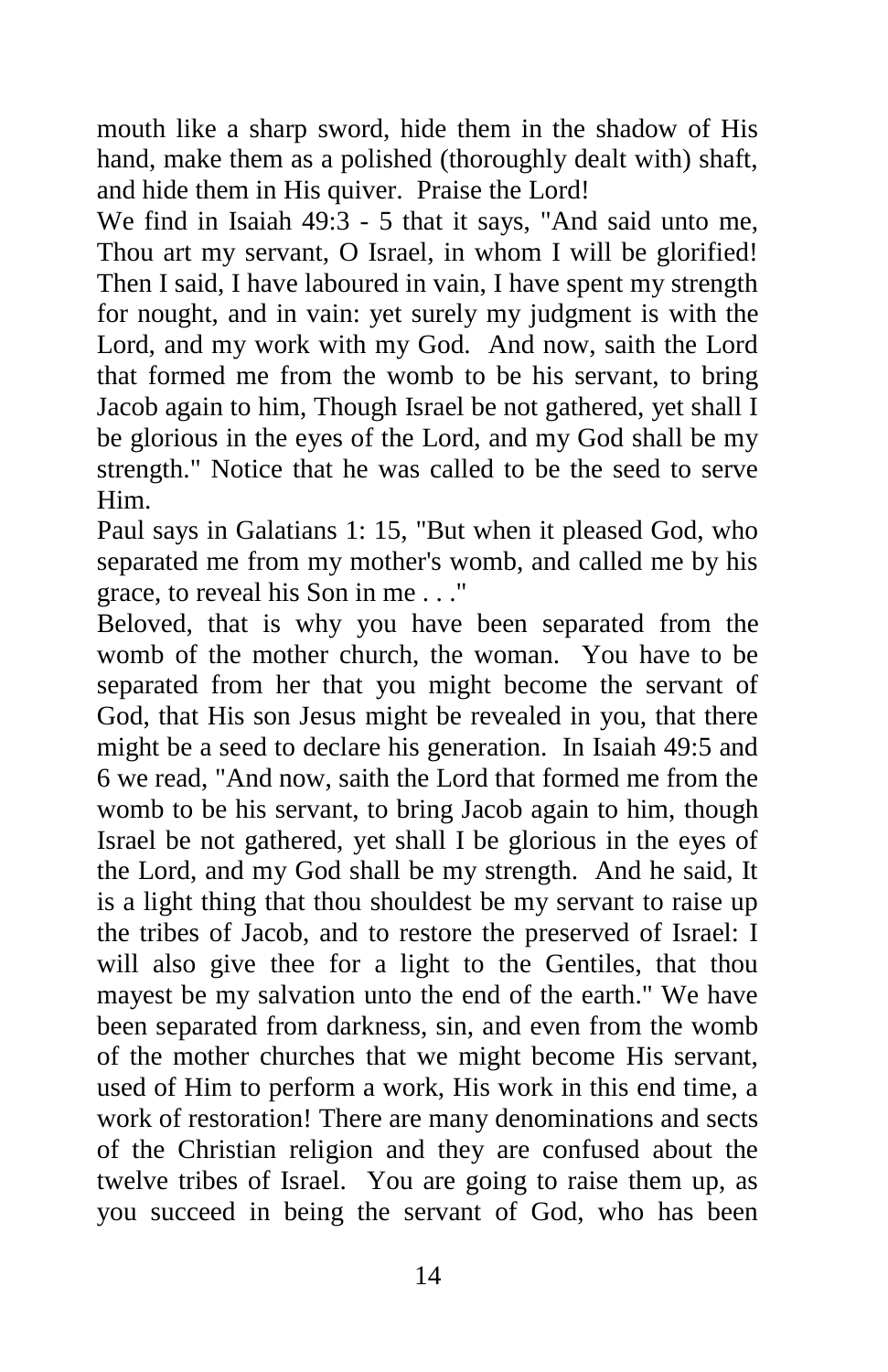mouth like a sharp sword, hide them in the shadow of His hand, make them as a polished (thoroughly dealt with) shaft, and hide them in His quiver. Praise the Lord!

We find in Isaiah 49:3 - 5 that it says, "And said unto me, Thou art my servant, O Israel, in whom I will be glorified! Then I said, I have laboured in vain, I have spent my strength for nought, and in vain: yet surely my judgment is with the Lord, and my work with my God. And now, saith the Lord that formed me from the womb to be his servant, to bring Jacob again to him, Though Israel be not gathered, yet shall I be glorious in the eyes of the Lord, and my God shall be my strength." Notice that he was called to be the seed to serve Him.

Paul says in Galatians 1: 15, "But when it pleased God, who separated me from my mother's womb, and called me by his grace, to reveal his Son in me . . ."

Beloved, that is why you have been separated from the womb of the mother church, the woman. You have to be separated from her that you might become the servant of God, that His son Jesus might be revealed in you, that there might be a seed to declare his generation. In Isaiah 49:5 and 6 we read, "And now, saith the Lord that formed me from the womb to be his servant, to bring Jacob again to him, though Israel be not gathered, yet shall I be glorious in the eyes of the Lord, and my God shall be my strength. And he said, It is a light thing that thou shouldest be my servant to raise up the tribes of Jacob, and to restore the preserved of Israel: I will also give thee for a light to the Gentiles, that thou mayest be my salvation unto the end of the earth." We have been separated from darkness, sin, and even from the womb of the mother churches that we might become His servant, used of Him to perform a work, His work in this end time, a work of restoration! There are many denominations and sects of the Christian religion and they are confused about the twelve tribes of Israel. You are going to raise them up, as you succeed in being the servant of God, who has been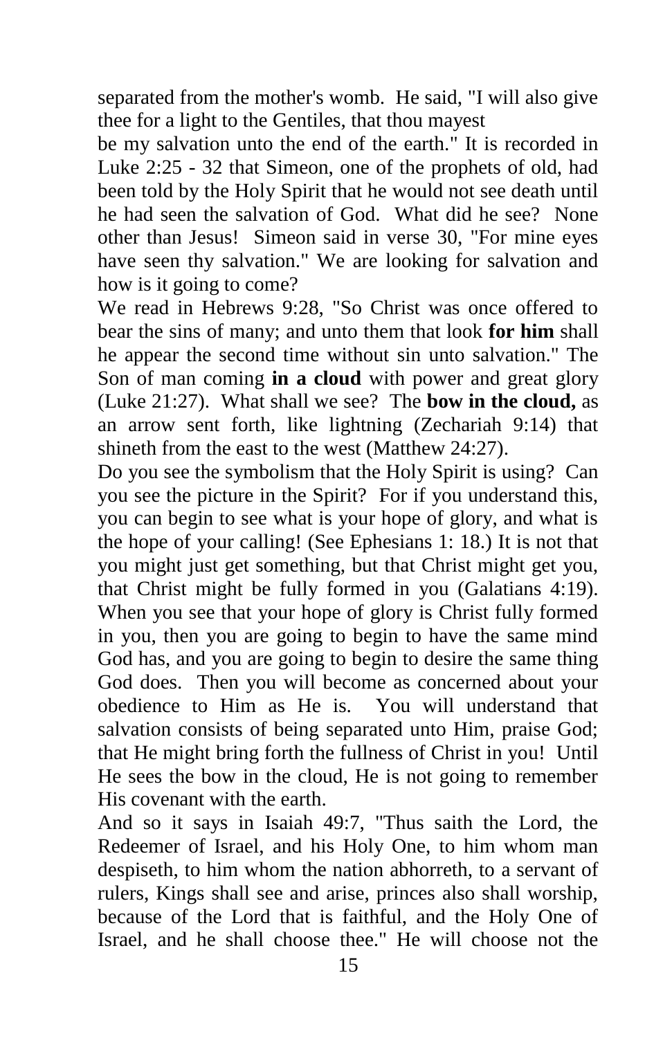separated from the mother's womb. He said, "I will also give thee for a light to the Gentiles, that thou mayest be my salvation unto the end of the earth." It is recorded in Luke 2:25 - 32 that Simeon, one of the prophets of old, had been told by the Holy Spirit that he would not see death until he had seen the salvation of God. What did he see? None other than Jesus! Simeon said in verse 30, "For mine eyes have seen thy salvation." We are looking for salvation and how is it going to come?

We read in Hebrews 9:28, "So Christ was once offered to bear the sins of many; and unto them that look **for him** shall he appear the second time without sin unto salvation." The Son of man coming **in a cloud** with power and great glory (Luke 21:27). What shall we see? The **bow in the cloud,** as an arrow sent forth, like lightning (Zechariah 9:14) that shineth from the east to the west (Matthew 24:27).

Do you see the symbolism that the Holy Spirit is using? Can you see the picture in the Spirit? For if you understand this, you can begin to see what is your hope of glory, and what is the hope of your calling! (See Ephesians 1: 18.) It is not that you might just get something, but that Christ might get you, that Christ might be fully formed in you (Galatians 4:19). When you see that your hope of glory is Christ fully formed in you, then you are going to begin to have the same mind God has, and you are going to begin to desire the same thing God does. Then you will become as concerned about your obedience to Him as He is. You will understand that salvation consists of being separated unto Him, praise God; that He might bring forth the fullness of Christ in you! Until He sees the bow in the cloud, He is not going to remember His covenant with the earth.

And so it says in Isaiah 49:7, "Thus saith the Lord, the Redeemer of Israel, and his Holy One, to him whom man despiseth, to him whom the nation abhorreth, to a servant of rulers, Kings shall see and arise, princes also shall worship, because of the Lord that is faithful, and the Holy One of Israel, and he shall choose thee." He will choose not the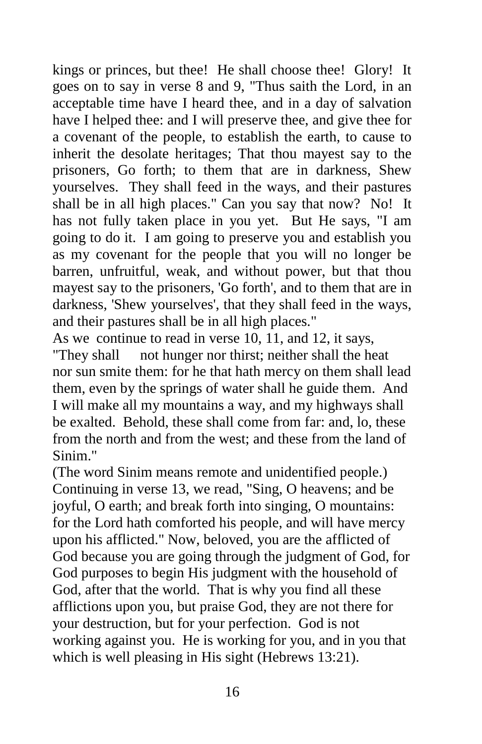kings or princes, but thee! He shall choose thee! Glory! It goes on to say in verse 8 and 9, "Thus saith the Lord, in an acceptable time have I heard thee, and in a day of salvation have I helped thee: and I will preserve thee, and give thee for a covenant of the people, to establish the earth, to cause to inherit the desolate heritages; That thou mayest say to the prisoners, Go forth; to them that are in darkness, Shew yourselves. They shall feed in the ways, and their pastures shall be in all high places." Can you say that now? No! It has not fully taken place in you yet. But He says, "I am going to do it. I am going to preserve you and establish you as my covenant for the people that you will no longer be barren, unfruitful, weak, and without power, but that thou mayest say to the prisoners, 'Go forth', and to them that are in darkness, 'Shew yourselves', that they shall feed in the ways, and their pastures shall be in all high places."

As we continue to read in verse 10, 11, and 12, it says, "They shall not hunger nor thirst; neither shall the heat nor sun smite them: for he that hath mercy on them shall lead them, even by the springs of water shall he guide them. And I will make all my mountains a way, and my highways shall be exalted. Behold, these shall come from far: and, lo, these from the north and from the west; and these from the land of Sinim."

(The word Sinim means remote and unidentified people.) Continuing in verse 13, we read, "Sing, O heavens; and be joyful, O earth; and break forth into singing, O mountains: for the Lord hath comforted his people, and will have mercy upon his afflicted." Now, beloved, you are the afflicted of God because you are going through the judgment of God, for God purposes to begin His judgment with the household of God, after that the world. That is why you find all these afflictions upon you, but praise God, they are not there for your destruction, but for your perfection. God is not working against you. He is working for you, and in you that which is well pleasing in His sight (Hebrews 13:21).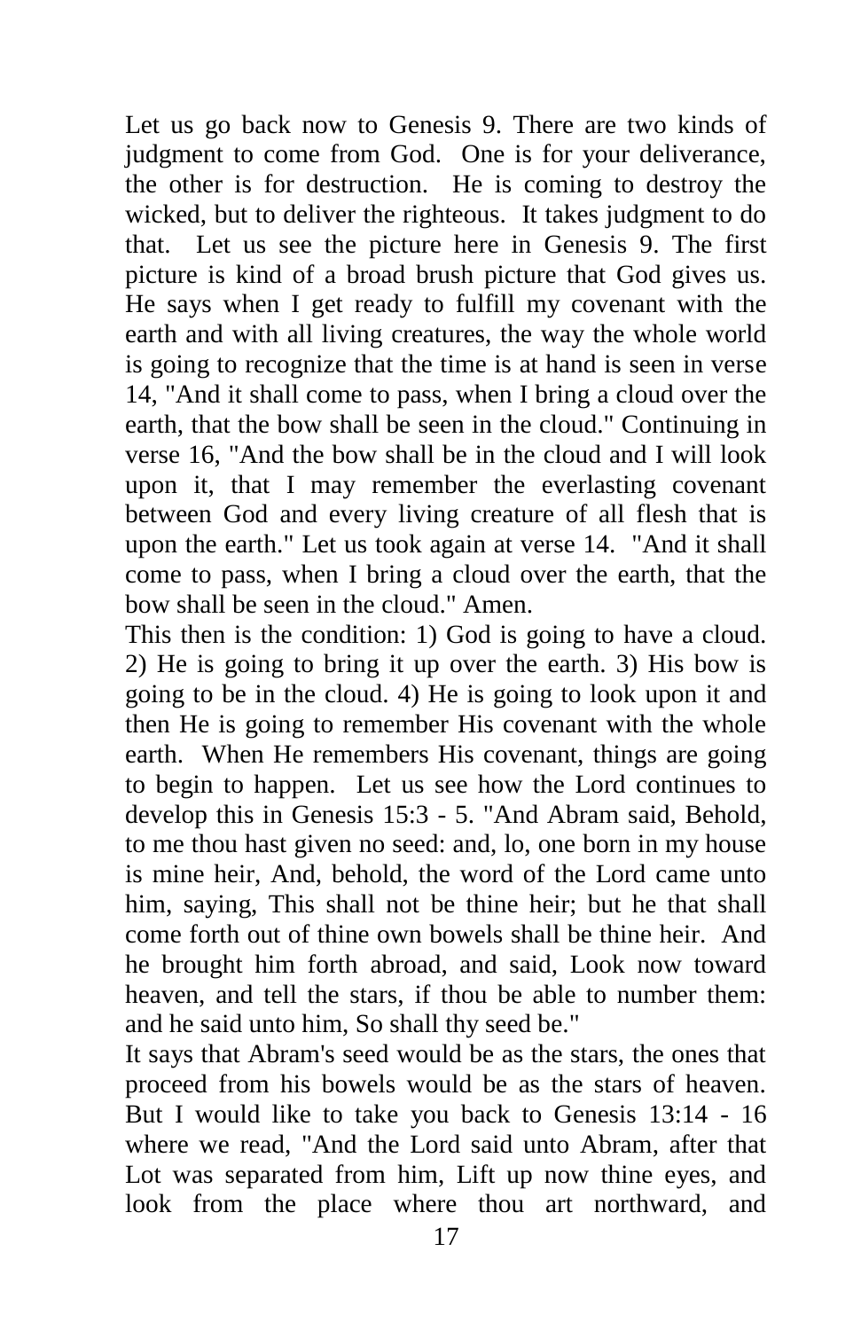Let us go back now to Genesis 9. There are two kinds of judgment to come from God. One is for your deliverance, the other is for destruction. He is coming to destroy the wicked, but to deliver the righteous. It takes judgment to do that. Let us see the picture here in Genesis 9. The first picture is kind of a broad brush picture that God gives us. He says when I get ready to fulfill my covenant with the earth and with all living creatures, the way the whole world is going to recognize that the time is at hand is seen in verse 14, "And it shall come to pass, when I bring a cloud over the earth, that the bow shall be seen in the cloud." Continuing in verse 16, "And the bow shall be in the cloud and I will look upon it, that I may remember the everlasting covenant between God and every living creature of all flesh that is upon the earth." Let us took again at verse 14. "And it shall come to pass, when I bring a cloud over the earth, that the bow shall be seen in the cloud." Amen.

This then is the condition: 1) God is going to have a cloud. 2) He is going to bring it up over the earth. 3) His bow is going to be in the cloud. 4) He is going to look upon it and then He is going to remember His covenant with the whole earth. When He remembers His covenant, things are going to begin to happen. Let us see how the Lord continues to develop this in Genesis 15:3 - 5. "And Abram said, Behold, to me thou hast given no seed: and, lo, one born in my house is mine heir, And, behold, the word of the Lord came unto him, saying, This shall not be thine heir; but he that shall come forth out of thine own bowels shall be thine heir. And he brought him forth abroad, and said, Look now toward heaven, and tell the stars, if thou be able to number them: and he said unto him, So shall thy seed be."

It says that Abram's seed would be as the stars, the ones that proceed from his bowels would be as the stars of heaven. But I would like to take you back to Genesis 13:14 - 16 where we read, "And the Lord said unto Abram, after that Lot was separated from him, Lift up now thine eyes, and look from the place where thou art northward, and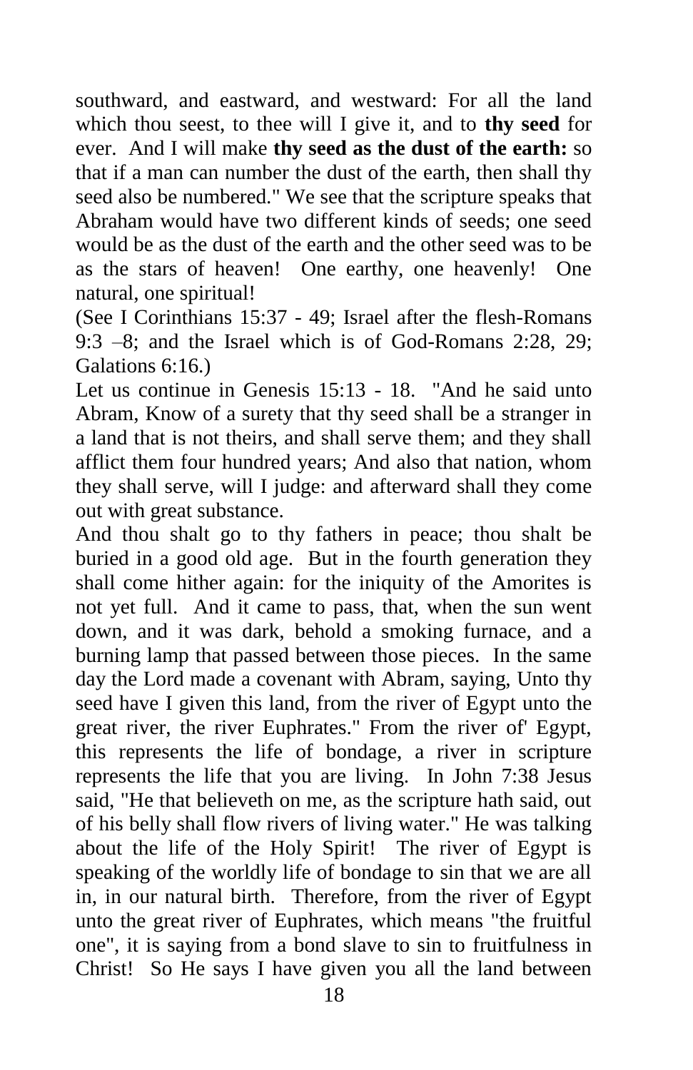southward, and eastward, and westward: For all the land which thou seest, to thee will I give it, and to **thy seed** for ever. And I will make **thy seed as the dust of the earth:** so that if a man can number the dust of the earth, then shall thy seed also be numbered." We see that the scripture speaks that Abraham would have two different kinds of seeds; one seed would be as the dust of the earth and the other seed was to be as the stars of heaven! One earthy, one heavenly! One natural, one spiritual!

(See I Corinthians 15:37 - 49; Israel after the flesh-Romans 9:3 –8; and the Israel which is of God-Romans 2:28, 29; Galations 6:16.)

Let us continue in Genesis 15:13 - 18. "And he said unto Abram, Know of a surety that thy seed shall be a stranger in a land that is not theirs, and shall serve them; and they shall afflict them four hundred years; And also that nation, whom they shall serve, will I judge: and afterward shall they come out with great substance.

And thou shalt go to thy fathers in peace; thou shalt be buried in a good old age. But in the fourth generation they shall come hither again: for the iniquity of the Amorites is not yet full. And it came to pass, that, when the sun went down, and it was dark, behold a smoking furnace, and a burning lamp that passed between those pieces. In the same day the Lord made a covenant with Abram, saying, Unto thy seed have I given this land, from the river of Egypt unto the great river, the river Euphrates." From the river of' Egypt, this represents the life of bondage, a river in scripture represents the life that you are living. In John 7:38 Jesus said, "He that believeth on me, as the scripture hath said, out of his belly shall flow rivers of living water." He was talking about the life of the Holy Spirit! The river of Egypt is speaking of the worldly life of bondage to sin that we are all in, in our natural birth. Therefore, from the river of Egypt unto the great river of Euphrates, which means "the fruitful one", it is saying from a bond slave to sin to fruitfulness in Christ! So He says I have given you all the land between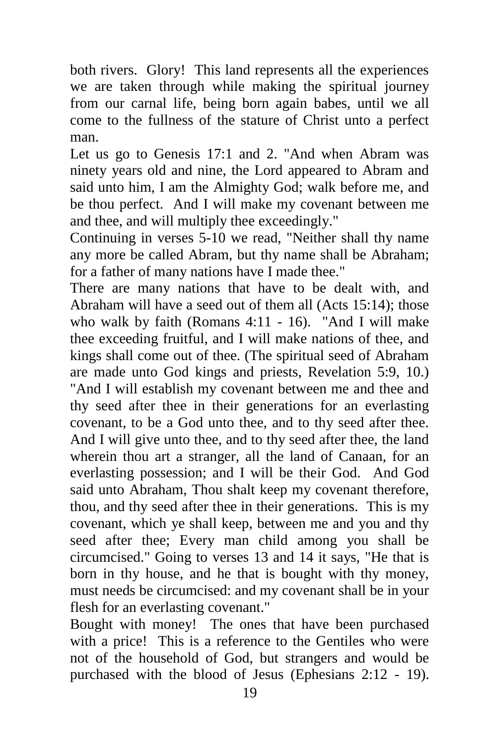both rivers. Glory! This land represents all the experiences we are taken through while making the spiritual journey from our carnal life, being born again babes, until we all come to the fullness of the stature of Christ unto a perfect man.

Let us go to Genesis 17:1 and 2. "And when Abram was ninety years old and nine, the Lord appeared to Abram and said unto him, I am the Almighty God; walk before me, and be thou perfect. And I will make my covenant between me and thee, and will multiply thee exceedingly."

Continuing in verses 5-10 we read, "Neither shall thy name any more be called Abram, but thy name shall be Abraham; for a father of many nations have I made thee."

There are many nations that have to be dealt with, and Abraham will have a seed out of them all (Acts 15:14); those who walk by faith (Romans 4:11 - 16). "And I will make thee exceeding fruitful, and I will make nations of thee, and kings shall come out of thee. (The spiritual seed of Abraham are made unto God kings and priests, Revelation 5:9, 10.) "And I will establish my covenant between me and thee and thy seed after thee in their generations for an everlasting covenant, to be a God unto thee, and to thy seed after thee. And I will give unto thee, and to thy seed after thee, the land wherein thou art a stranger, all the land of Canaan, for an everlasting possession; and I will be their God. And God said unto Abraham, Thou shalt keep my covenant therefore, thou, and thy seed after thee in their generations. This is my covenant, which ye shall keep, between me and you and thy seed after thee; Every man child among you shall be circumcised." Going to verses 13 and 14 it says, "He that is born in thy house, and he that is bought with thy money, must needs be circumcised: and my covenant shall be in your flesh for an everlasting covenant."

Bought with money! The ones that have been purchased with a price! This is a reference to the Gentiles who were not of the household of God, but strangers and would be purchased with the blood of Jesus (Ephesians 2:12 - 19).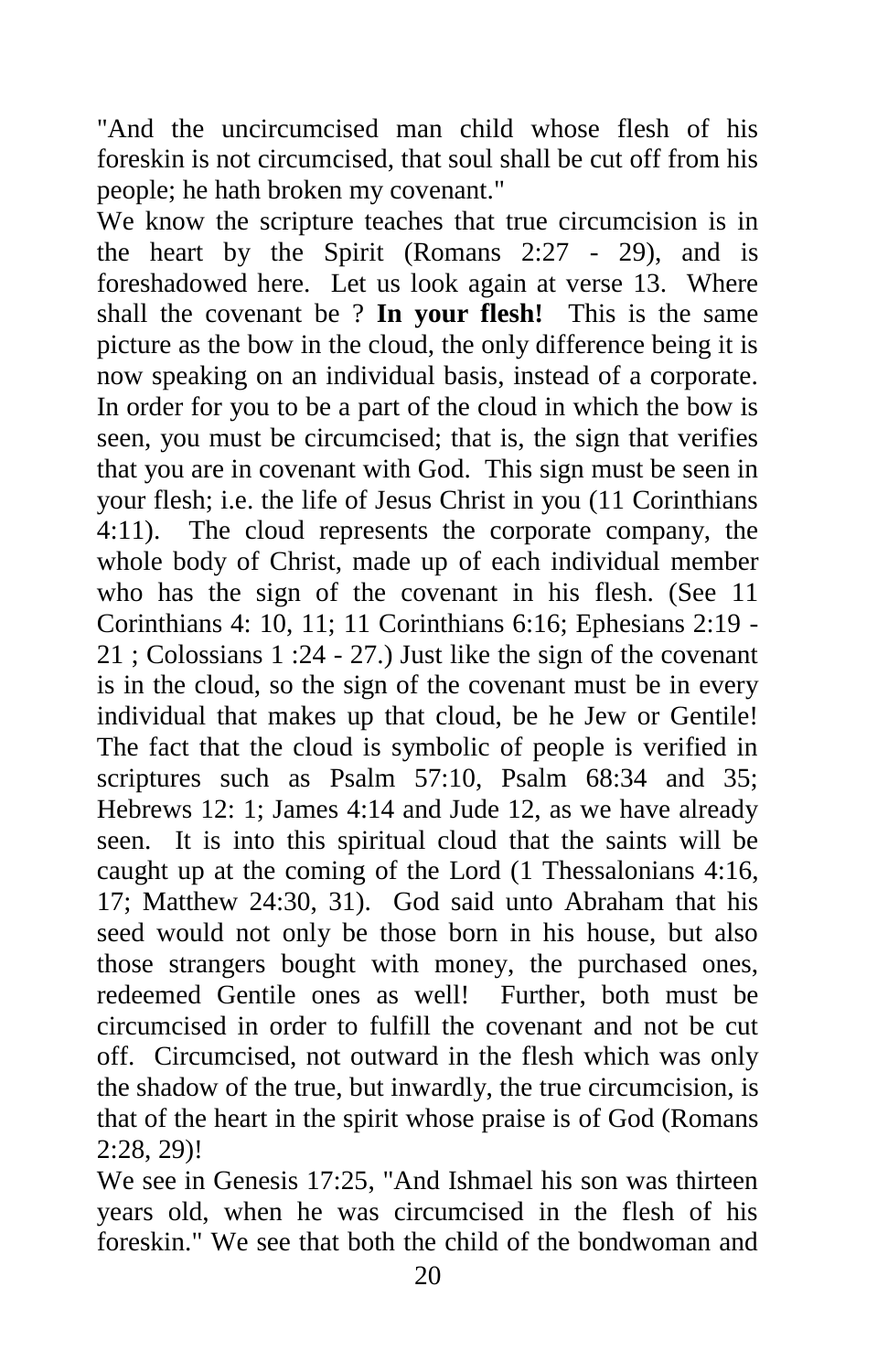"And the uncircumcised man child whose flesh of his foreskin is not circumcised, that soul shall be cut off from his people; he hath broken my covenant."

We know the scripture teaches that true circumcision is in the heart by the Spirit (Romans 2:27 - 29), and is foreshadowed here. Let us look again at verse 13. Where shall the covenant be ? **In your flesh!** This is the same picture as the bow in the cloud, the only difference being it is now speaking on an individual basis, instead of a corporate. In order for you to be a part of the cloud in which the bow is seen, you must be circumcised; that is, the sign that verifies that you are in covenant with God. This sign must be seen in your flesh; i.e. the life of Jesus Christ in you (11 Corinthians 4:11). The cloud represents the corporate company, the whole body of Christ, made up of each individual member who has the sign of the covenant in his flesh. (See 11 Corinthians 4: 10, 11; 11 Corinthians 6:16; Ephesians 2:19 - 21 ; Colossians 1 :24 - 27.) Just like the sign of the covenant is in the cloud, so the sign of the covenant must be in every individual that makes up that cloud, be he Jew or Gentile! The fact that the cloud is symbolic of people is verified in scriptures such as Psalm 57:10, Psalm 68:34 and 35; Hebrews 12: 1; James 4:14 and Jude 12, as we have already seen. It is into this spiritual cloud that the saints will be caught up at the coming of the Lord (1 Thessalonians 4:16, 17; Matthew 24:30, 31). God said unto Abraham that his seed would not only be those born in his house, but also those strangers bought with money, the purchased ones, redeemed Gentile ones as well! Further, both must be circumcised in order to fulfill the covenant and not be cut off. Circumcised, not outward in the flesh which was only the shadow of the true, but inwardly, the true circumcision, is that of the heart in the spirit whose praise is of God (Romans 2:28, 29)!

We see in Genesis 17:25, "And Ishmael his son was thirteen years old, when he was circumcised in the flesh of his foreskin." We see that both the child of the bondwoman and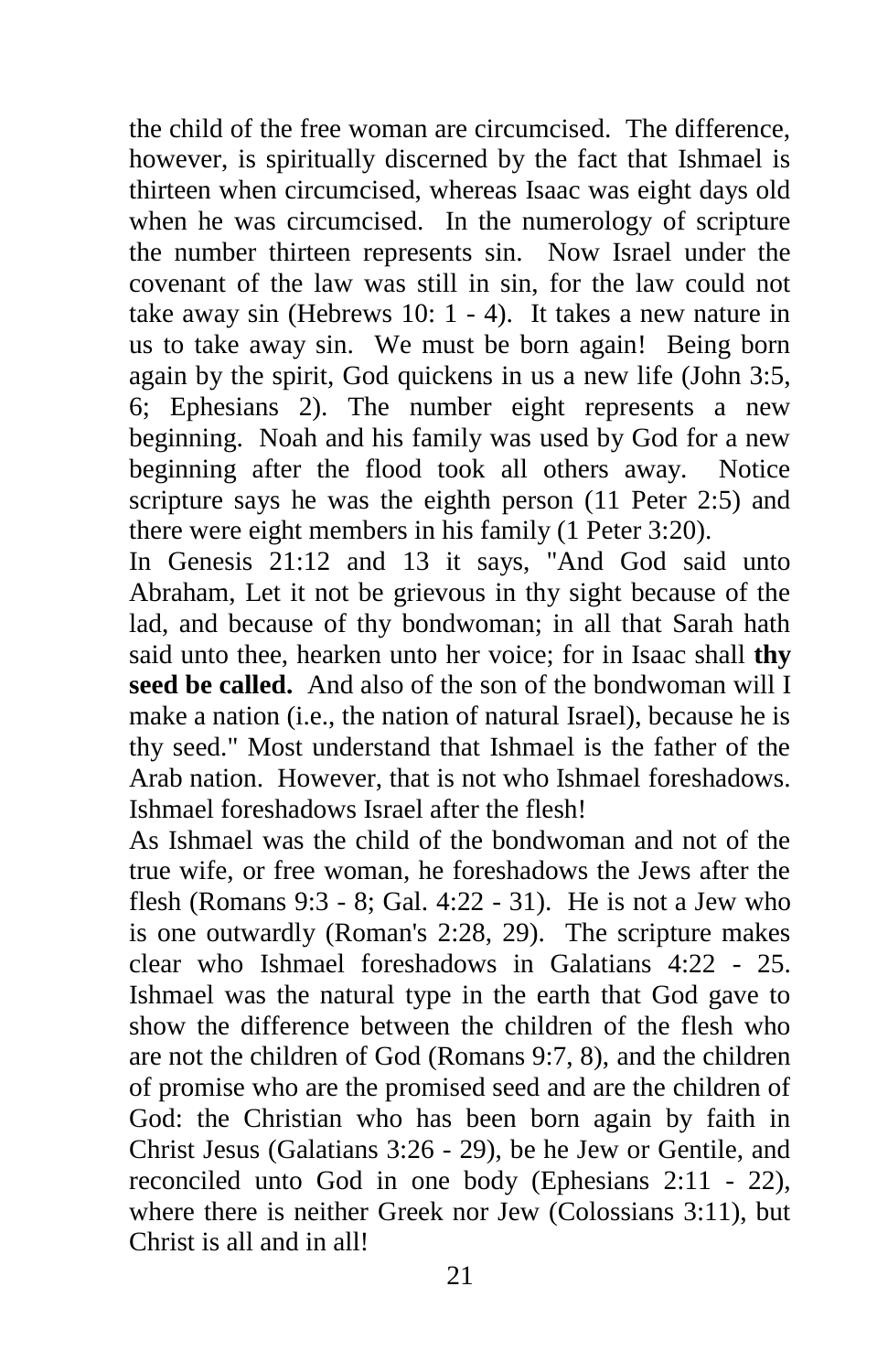the child of the free woman are circumcised. The difference, however, is spiritually discerned by the fact that Ishmael is thirteen when circumcised, whereas Isaac was eight days old when he was circumcised. In the numerology of scripture the number thirteen represents sin. Now Israel under the covenant of the law was still in sin, for the law could not take away sin (Hebrews 10: 1 - 4). It takes a new nature in us to take away sin. We must be born again! Being born again by the spirit, God quickens in us a new life (John 3:5, 6; Ephesians 2). The number eight represents a new beginning. Noah and his family was used by God for a new beginning after the flood took all others away. Notice scripture says he was the eighth person (11 Peter 2:5) and there were eight members in his family (1 Peter 3:20).

In Genesis 21:12 and 13 it says, "And God said unto Abraham, Let it not be grievous in thy sight because of the lad, and because of thy bondwoman; in all that Sarah hath said unto thee, hearken unto her voice; for in Isaac shall **thy seed be called.** And also of the son of the bondwoman will I make a nation (i.e., the nation of natural Israel), because he is thy seed." Most understand that Ishmael is the father of the Arab nation. However, that is not who Ishmael foreshadows. Ishmael foreshadows Israel after the flesh!

As Ishmael was the child of the bondwoman and not of the true wife, or free woman, he foreshadows the Jews after the flesh (Romans 9:3 - 8; Gal. 4:22 - 31). He is not a Jew who is one outwardly (Roman's 2:28, 29). The scripture makes clear who Ishmael foreshadows in Galatians 4:22 - 25. Ishmael was the natural type in the earth that God gave to show the difference between the children of the flesh who are not the children of God (Romans 9:7, 8), and the children of promise who are the promised seed and are the children of God: the Christian who has been born again by faith in Christ Jesus (Galatians 3:26 - 29), be he Jew or Gentile, and reconciled unto God in one body (Ephesians 2:11 - 22), where there is neither Greek nor Jew (Colossians 3:11), but Christ is all and in all!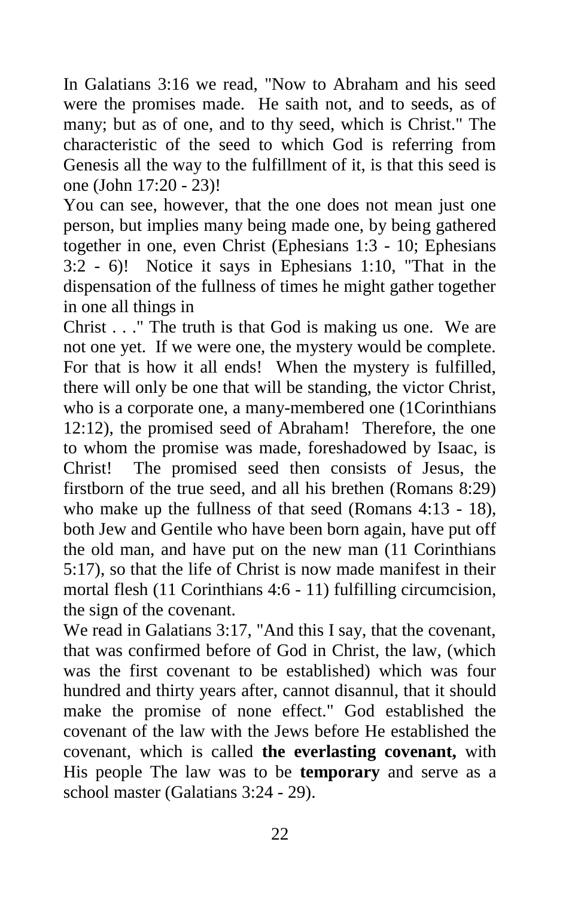In Galatians 3:16 we read, "Now to Abraham and his seed were the promises made. He saith not, and to seeds, as of many; but as of one, and to thy seed, which is Christ." The characteristic of the seed to which God is referring from Genesis all the way to the fulfillment of it, is that this seed is one (John 17:20 - 23)!

You can see, however, that the one does not mean just one person, but implies many being made one, by being gathered together in one, even Christ (Ephesians 1:3 - 10; Ephesians 3:2 - 6)! Notice it says in Ephesians 1:10, "That in the dispensation of the fullness of times he might gather together in one all things in Christ . . ." The truth is that God is making us one. We are not one yet. If we were one, the mystery would be complete. For that is how it all ends! When the mystery is fulfilled, there will only be one that will be standing, the victor Christ, who is a corporate one, a many-membered one (1Corinthians 12:12), the promised seed of Abraham! Therefore, the one to whom the promise was made, foreshadowed by Isaac, is Christ! The promised seed then consists of Jesus, the firstborn of the true seed, and all his brethen (Romans 8:29) who make up the fullness of that seed (Romans 4:13 - 18), both Jew and Gentile who have been born again, have put off the old man, and have put on the new man (11 Corinthians 5:17), so that the life of Christ is now made manifest in their mortal flesh (11 Corinthians 4:6 - 11) fulfilling circumcision, the sign of the covenant.

We read in Galatians 3:17, "And this I say, that the covenant, that was confirmed before of God in Christ, the law, (which was the first covenant to be established) which was four hundred and thirty years after, cannot disannul, that it should make the promise of none effect." God established the covenant of the law with the Jews before He established the covenant, which is called **the everlasting covenant,** with His people The law was to be **temporary** and serve as a school master (Galatians 3:24 - 29).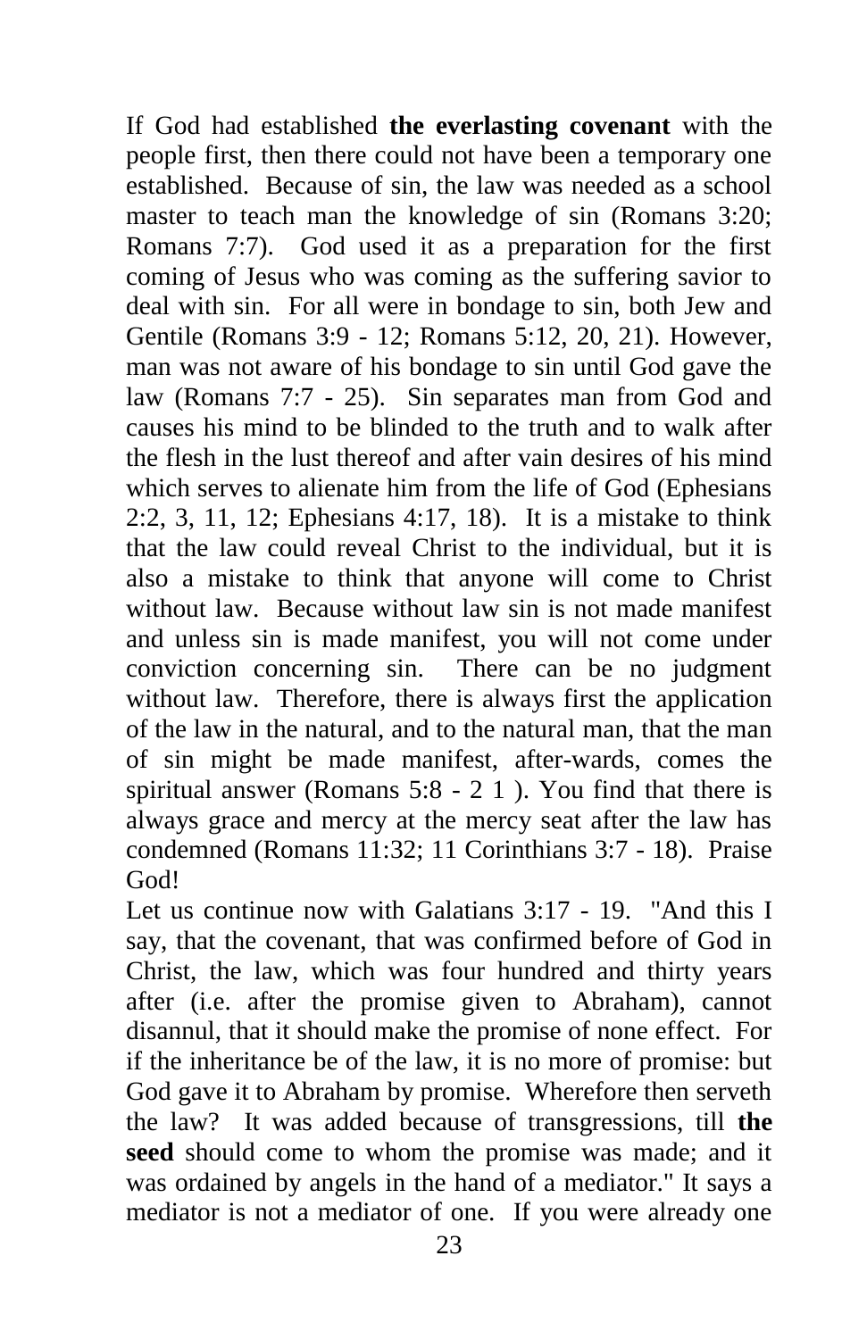If God had established **the everlasting covenant** with the people first, then there could not have been a temporary one established. Because of sin, the law was needed as a school master to teach man the knowledge of sin (Romans 3:20; Romans 7:7). God used it as a preparation for the first coming of Jesus who was coming as the suffering savior to deal with sin. For all were in bondage to sin, both Jew and Gentile (Romans 3:9 - 12; Romans 5:12, 20, 21). However, man was not aware of his bondage to sin until God gave the law (Romans 7:7 - 25). Sin separates man from God and causes his mind to be blinded to the truth and to walk after the flesh in the lust thereof and after vain desires of his mind which serves to alienate him from the life of God (Ephesians 2:2, 3, 11, 12; Ephesians 4:17, 18). It is a mistake to think that the law could reveal Christ to the individual, but it is also a mistake to think that anyone will come to Christ without law. Because without law sin is not made manifest and unless sin is made manifest, you will not come under conviction concerning sin. There can be no judgment without law. Therefore, there is always first the application of the law in the natural, and to the natural man, that the man of sin might be made manifest, after-wards, comes the spiritual answer (Romans 5:8 - 2 1 ). You find that there is always grace and mercy at the mercy seat after the law has condemned (Romans 11:32; 11 Corinthians 3:7 - 18). Praise God!

Let us continue now with Galatians 3:17 - 19. "And this I say, that the covenant, that was confirmed before of God in Christ, the law, which was four hundred and thirty years after (i.e. after the promise given to Abraham), cannot disannul, that it should make the promise of none effect. For if the inheritance be of the law, it is no more of promise: but God gave it to Abraham by promise. Wherefore then serveth the law? It was added because of transgressions, till **the seed** should come to whom the promise was made; and it was ordained by angels in the hand of a mediator." It says a mediator is not a mediator of one. If you were already one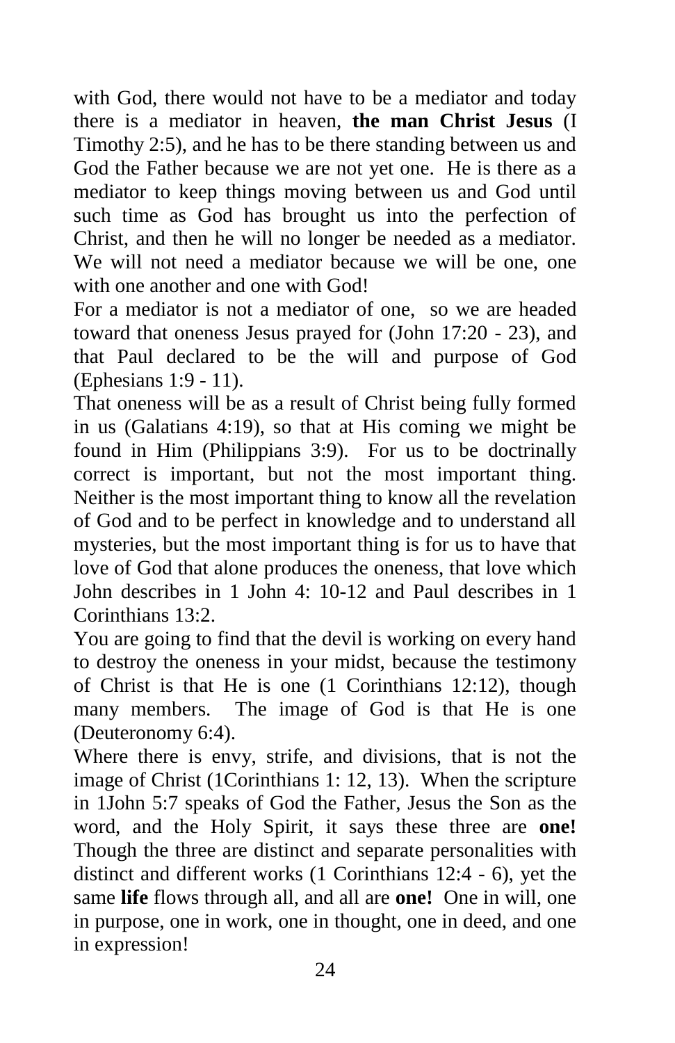with God, there would not have to be a mediator and today there is a mediator in heaven, **the man Christ Jesus** (I Timothy 2:5), and he has to be there standing between us and God the Father because we are not yet one. He is there as a mediator to keep things moving between us and God until such time as God has brought us into the perfection of Christ, and then he will no longer be needed as a mediator. We will not need a mediator because we will be one, one with one another and one with God!

For a mediator is not a mediator of one, so we are headed toward that oneness Jesus prayed for (John 17:20 - 23), and that Paul declared to be the will and purpose of God (Ephesians 1:9 - 11).

That oneness will be as a result of Christ being fully formed in us (Galatians 4:19), so that at His coming we might be found in Him (Philippians 3:9). For us to be doctrinally correct is important, but not the most important thing. Neither is the most important thing to know all the revelation of God and to be perfect in knowledge and to understand all mysteries, but the most important thing is for us to have that love of God that alone produces the oneness, that love which John describes in 1 John 4: 10-12 and Paul describes in 1 Corinthians 13:2.

You are going to find that the devil is working on every hand to destroy the oneness in your midst, because the testimony of Christ is that He is one (1 Corinthians 12:12), though many members. The image of God is that He is one (Deuteronomy 6:4).

Where there is envy, strife, and divisions, that is not the image of Christ (1Corinthians 1: 12, 13). When the scripture in 1John 5:7 speaks of God the Father, Jesus the Son as the word, and the Holy Spirit, it says these three are **one!** Though the three are distinct and separate personalities with distinct and different works (1 Corinthians 12:4 - 6), yet the same **life** flows through all, and all are **one!** One in will, one in purpose, one in work, one in thought, one in deed, and one in expression!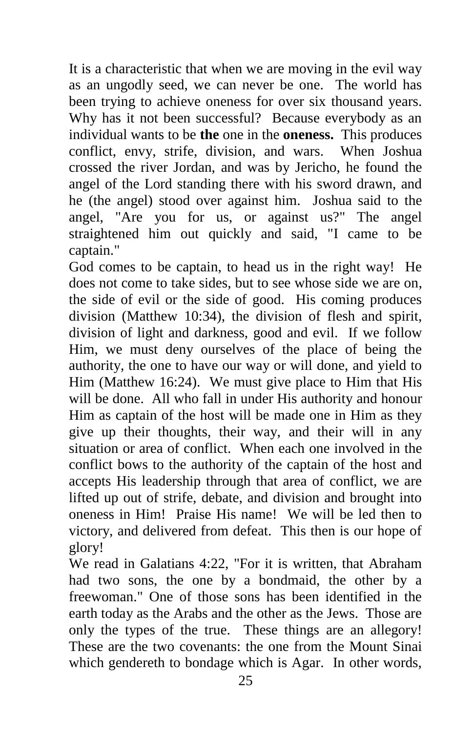It is a characteristic that when we are moving in the evil way as an ungodly seed, we can never be one. The world has been trying to achieve oneness for over six thousand years. Why has it not been successful? Because everybody as an individual wants to be **the** one in the **oneness.** This produces conflict, envy, strife, division, and wars. When Joshua crossed the river Jordan, and was by Jericho, he found the angel of the Lord standing there with his sword drawn, and he (the angel) stood over against him. Joshua said to the angel, "Are you for us, or against us?" The angel straightened him out quickly and said, "I came to be captain."

God comes to be captain, to head us in the right way! He does not come to take sides, but to see whose side we are on, the side of evil or the side of good. His coming produces division (Matthew 10:34), the division of flesh and spirit, division of light and darkness, good and evil. If we follow Him, we must deny ourselves of the place of being the authority, the one to have our way or will done, and yield to Him (Matthew 16:24). We must give place to Him that His will be done. All who fall in under His authority and honour Him as captain of the host will be made one in Him as they give up their thoughts, their way, and their will in any situation or area of conflict. When each one involved in the conflict bows to the authority of the captain of the host and accepts His leadership through that area of conflict, we are lifted up out of strife, debate, and division and brought into oneness in Him! Praise His name! We will be led then to victory, and delivered from defeat. This then is our hope of glory!

We read in Galatians 4:22, "For it is written, that Abraham had two sons, the one by a bondmaid, the other by a freewoman." One of those sons has been identified in the earth today as the Arabs and the other as the Jews. Those are only the types of the true. These things are an allegory! These are the two covenants: the one from the Mount Sinai which gendereth to bondage which is Agar. In other words,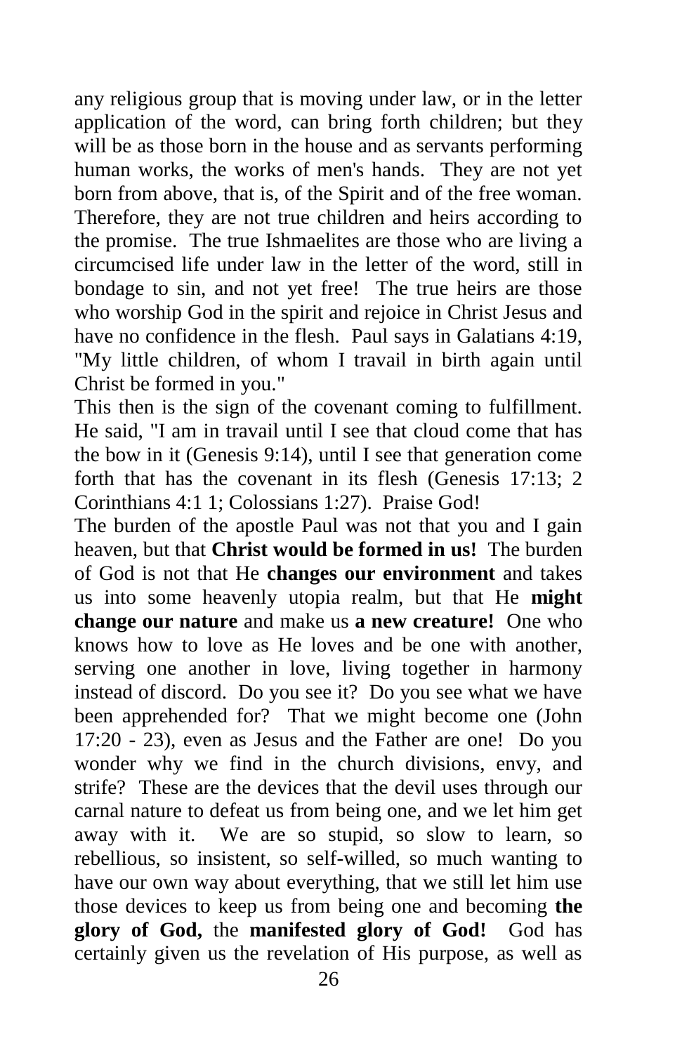any religious group that is moving under law, or in the letter application of the word, can bring forth children; but they will be as those born in the house and as servants performing human works, the works of men's hands. They are not yet born from above, that is, of the Spirit and of the free woman. Therefore, they are not true children and heirs according to the promise. The true Ishmaelites are those who are living a circumcised life under law in the letter of the word, still in bondage to sin, and not yet free! The true heirs are those who worship God in the spirit and rejoice in Christ Jesus and have no confidence in the flesh. Paul says in Galatians 4:19, "My little children, of whom I travail in birth again until Christ be formed in you."

This then is the sign of the covenant coming to fulfillment. He said, "I am in travail until I see that cloud come that has the bow in it (Genesis 9:14), until I see that generation come forth that has the covenant in its flesh (Genesis 17:13; 2 Corinthians 4:1 1; Colossians 1:27). Praise God!

The burden of the apostle Paul was not that you and I gain heaven, but that **Christ would be formed in us!** The burden of God is not that He **changes our environment** and takes us into some heavenly utopia realm, but that He **might change our nature** and make us **a new creature!** One who knows how to love as He loves and be one with another, serving one another in love, living together in harmony instead of discord. Do you see it? Do you see what we have been apprehended for? That we might become one (John 17:20 - 23), even as Jesus and the Father are one! Do you wonder why we find in the church divisions, envy, and strife? These are the devices that the devil uses through our carnal nature to defeat us from being one, and we let him get away with it. We are so stupid, so slow to learn, so rebellious, so insistent, so self-willed, so much wanting to have our own way about everything, that we still let him use those devices to keep us from being one and becoming **the glory of God,** the **manifested glory of God!** God has certainly given us the revelation of His purpose, as well as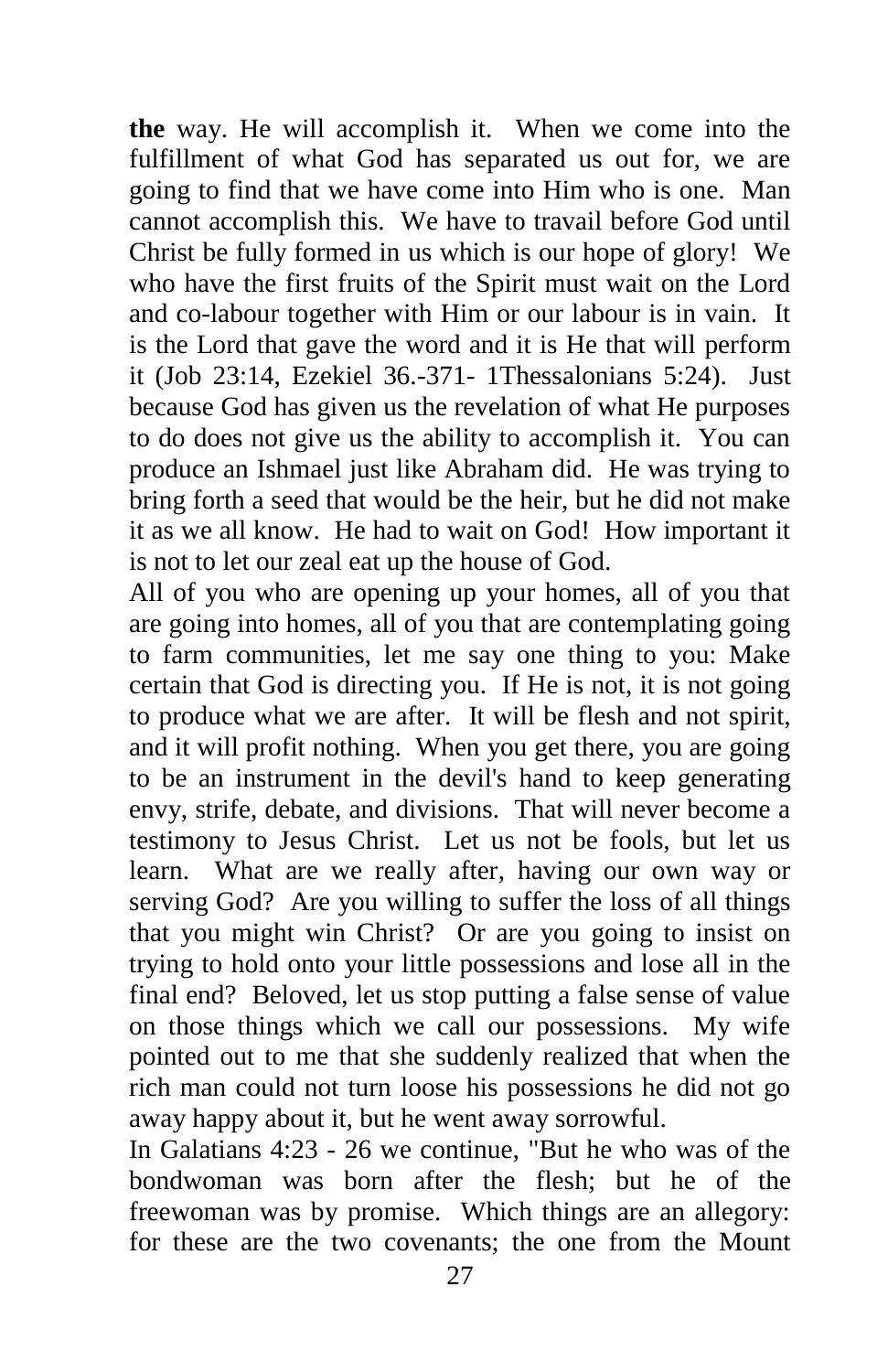**the** way. He will accomplish it. When we come into the fulfillment of what God has separated us out for, we are going to find that we have come into Him who is one. Man cannot accomplish this. We have to travail before God until Christ be fully formed in us which is our hope of glory! We who have the first fruits of the Spirit must wait on the Lord and co-labour together with Him or our labour is in vain. It is the Lord that gave the word and it is He that will perform it (Job 23:14, Ezekiel 36.-371- 1Thessalonians 5:24). Just because God has given us the revelation of what He purposes to do does not give us the ability to accomplish it. You can produce an Ishmael just like Abraham did. He was trying to bring forth a seed that would be the heir, but he did not make it as we all know. He had to wait on God! How important it is not to let our zeal eat up the house of God.

All of you who are opening up your homes, all of you that are going into homes, all of you that are contemplating going to farm communities, let me say one thing to you: Make certain that God is directing you. If He is not, it is not going to produce what we are after. It will be flesh and not spirit, and it will profit nothing. When you get there, you are going to be an instrument in the devil's hand to keep generating envy, strife, debate, and divisions. That will never become a testimony to Jesus Christ. Let us not be fools, but let us learn. What are we really after, having our own way or serving God? Are you willing to suffer the loss of all things that you might win Christ? Or are you going to insist on trying to hold onto your little possessions and lose all in the final end? Beloved, let us stop putting a false sense of value on those things which we call our possessions. My wife pointed out to me that she suddenly realized that when the rich man could not turn loose his possessions he did not go away happy about it, but he went away sorrowful.

In Galatians 4:23 - 26 we continue, "But he who was of the bondwoman was born after the flesh; but he of the freewoman was by promise. Which things are an allegory: for these are the two covenants; the one from the Mount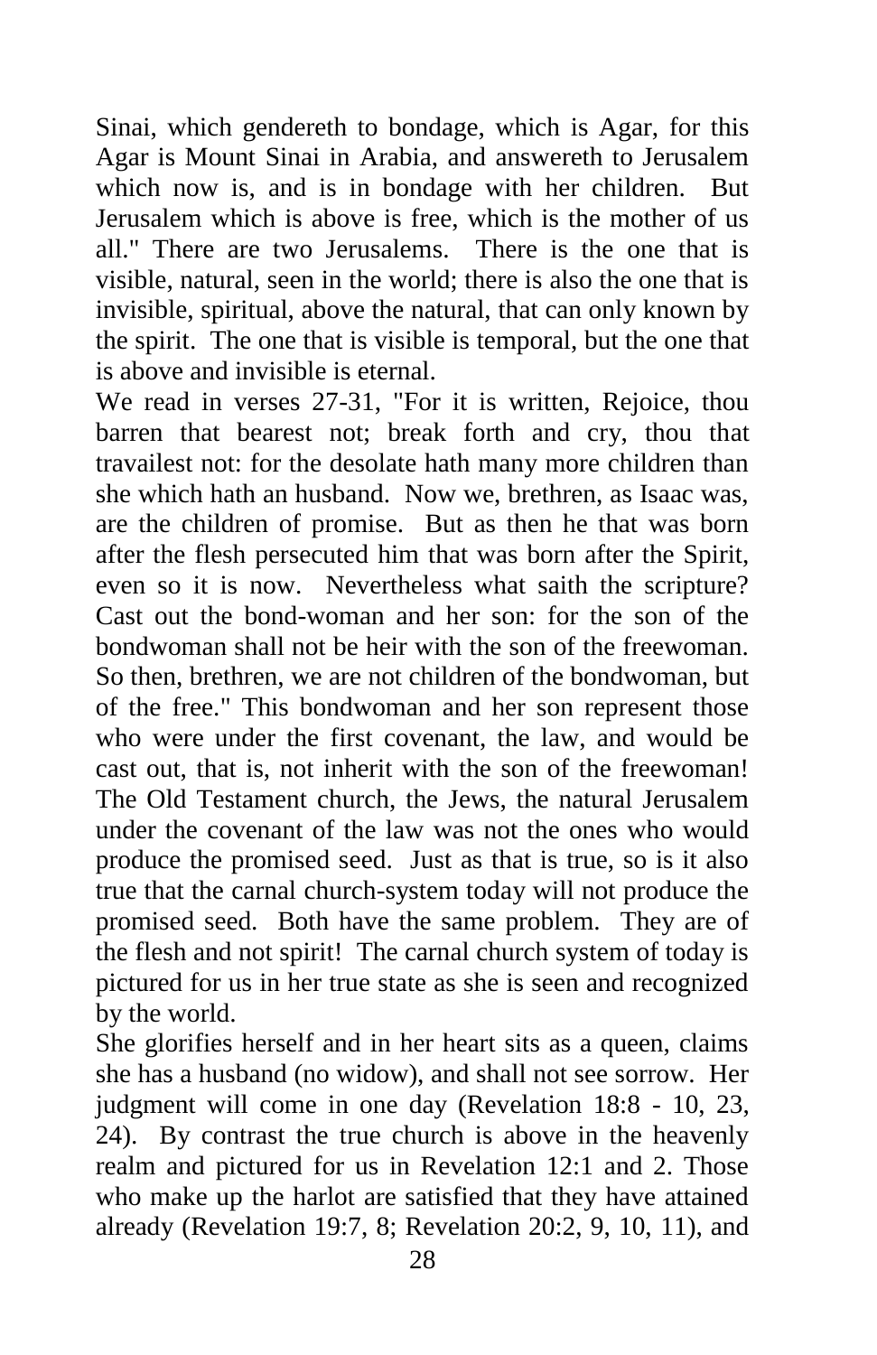Sinai, which gendereth to bondage, which is Agar, for this Agar is Mount Sinai in Arabia, and answereth to Jerusalem which now is, and is in bondage with her children. But Jerusalem which is above is free, which is the mother of us all." There are two Jerusalems. There is the one that is visible, natural, seen in the world; there is also the one that is invisible, spiritual, above the natural, that can only known by the spirit. The one that is visible is temporal, but the one that is above and invisible is eternal.

We read in verses 27-31, "For it is written, Rejoice, thou barren that bearest not; break forth and cry, thou that travailest not: for the desolate hath many more children than she which hath an husband. Now we, brethren, as Isaac was, are the children of promise. But as then he that was born after the flesh persecuted him that was born after the Spirit, even so it is now. Nevertheless what saith the scripture? Cast out the bond-woman and her son: for the son of the bondwoman shall not be heir with the son of the freewoman. So then, brethren, we are not children of the bondwoman, but of the free." This bondwoman and her son represent those who were under the first covenant, the law, and would be cast out, that is, not inherit with the son of the freewoman! The Old Testament church, the Jews, the natural Jerusalem under the covenant of the law was not the ones who would produce the promised seed. Just as that is true, so is it also true that the carnal church-system today will not produce the promised seed. Both have the same problem. They are of the flesh and not spirit! The carnal church system of today is pictured for us in her true state as she is seen and recognized by the world.

She glorifies herself and in her heart sits as a queen, claims she has a husband (no widow), and shall not see sorrow. Her judgment will come in one day (Revelation 18:8 - 10, 23, 24). By contrast the true church is above in the heavenly realm and pictured for us in Revelation 12:1 and 2. Those who make up the harlot are satisfied that they have attained already (Revelation 19:7, 8; Revelation 20:2, 9, 10, 11), and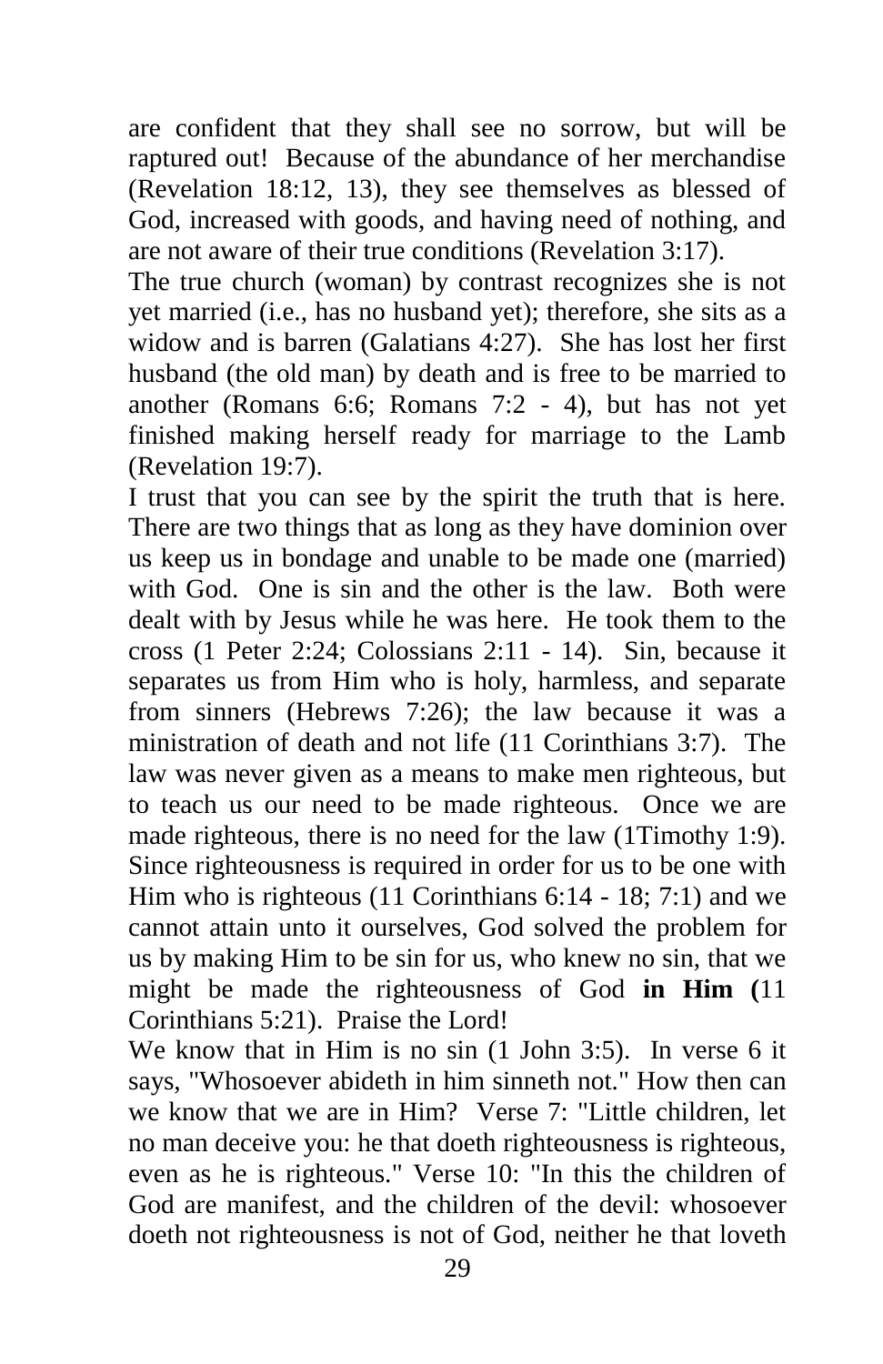are confident that they shall see no sorrow, but will be raptured out! Because of the abundance of her merchandise (Revelation 18:12, 13), they see themselves as blessed of God, increased with goods, and having need of nothing, and are not aware of their true conditions (Revelation 3:17).

The true church (woman) by contrast recognizes she is not yet married (i.e., has no husband yet); therefore, she sits as a widow and is barren (Galatians 4:27). She has lost her first husband (the old man) by death and is free to be married to another (Romans 6:6; Romans 7:2 - 4), but has not yet finished making herself ready for marriage to the Lamb (Revelation 19:7).

I trust that you can see by the spirit the truth that is here. There are two things that as long as they have dominion over us keep us in bondage and unable to be made one (married) with God. One is sin and the other is the law. Both were dealt with by Jesus while he was here. He took them to the cross (1 Peter 2:24; Colossians 2:11 - 14). Sin, because it separates us from Him who is holy, harmless, and separate from sinners (Hebrews 7:26); the law because it was a ministration of death and not life (11 Corinthians 3:7). The law was never given as a means to make men righteous, but to teach us our need to be made righteous. Once we are made righteous, there is no need for the law (1Timothy 1:9). Since righteousness is required in order for us to be one with Him who is righteous (11 Corinthians 6:14 - 18; 7:1) and we cannot attain unto it ourselves, God solved the problem for us by making Him to be sin for us, who knew no sin, that we might be made the righteousness of God **in Him (**11 Corinthians 5:21). Praise the Lord!

We know that in Him is no sin (1 John 3:5). In verse 6 it says, "Whosoever abideth in him sinneth not." How then can we know that we are in Him? Verse 7: "Little children, let no man deceive you: he that doeth righteousness is righteous, even as he is righteous." Verse 10: "In this the children of God are manifest, and the children of the devil: whosoever doeth not righteousness is not of God, neither he that loveth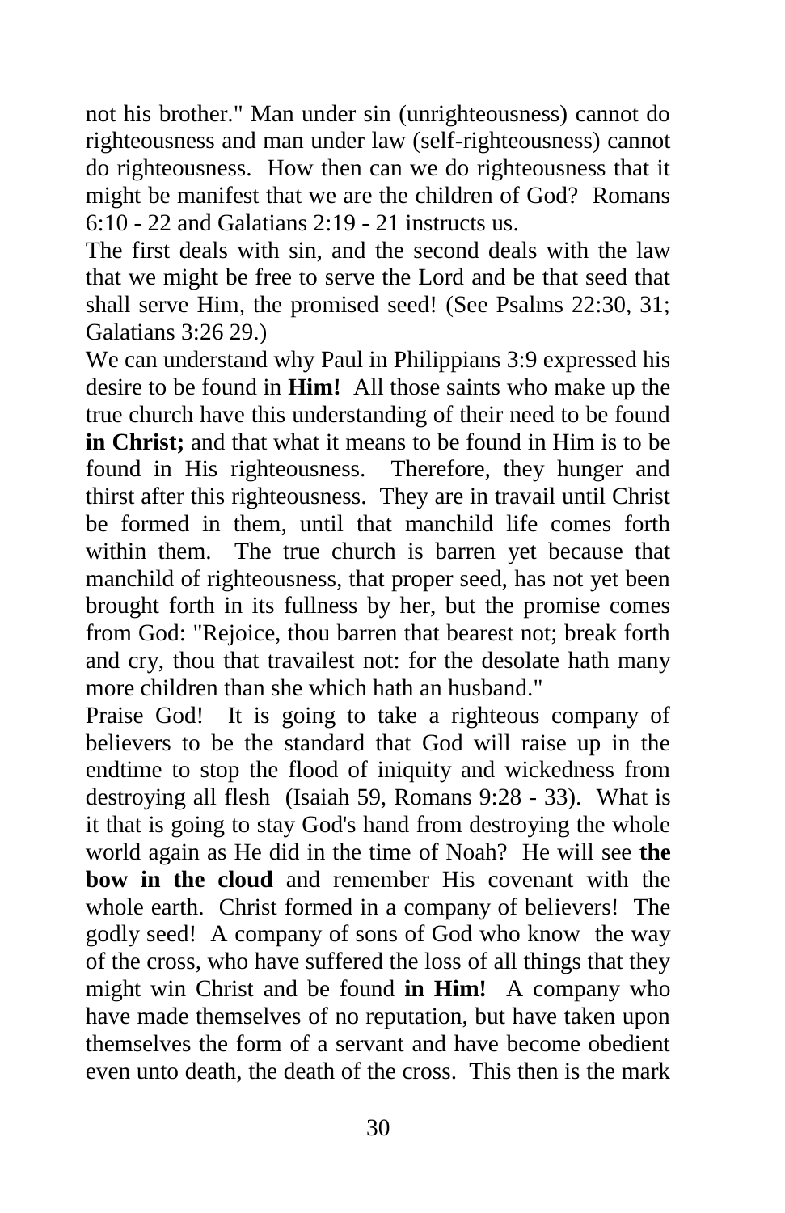not his brother." Man under sin (unrighteousness) cannot do righteousness and man under law (self-righteousness) cannot do righteousness. How then can we do righteousness that it might be manifest that we are the children of God? Romans 6:10 - 22 and Galatians 2:19 - 21 instructs us.

The first deals with sin, and the second deals with the law that we might be free to serve the Lord and be that seed that shall serve Him, the promised seed! (See Psalms 22:30, 31; Galatians 3:26 29.)

We can understand why Paul in Philippians 3:9 expressed his desire to be found in **Him!** All those saints who make up the true church have this understanding of their need to be found **in Christ;** and that what it means to be found in Him is to be found in His righteousness. Therefore, they hunger and thirst after this righteousness. They are in travail until Christ be formed in them, until that manchild life comes forth within them. The true church is barren yet because that manchild of righteousness, that proper seed, has not yet been brought forth in its fullness by her, but the promise comes from God: "Rejoice, thou barren that bearest not; break forth and cry, thou that travailest not: for the desolate hath many more children than she which hath an husband."

Praise God! It is going to take a righteous company of believers to be the standard that God will raise up in the endtime to stop the flood of iniquity and wickedness from destroying all flesh (Isaiah 59, Romans 9:28 - 33). What is it that is going to stay God's hand from destroying the whole world again as He did in the time of Noah? He will see **the bow in the cloud** and remember His covenant with the whole earth. Christ formed in a company of believers! The godly seed! A company of sons of God who know the way of the cross, who have suffered the loss of all things that they might win Christ and be found **in Him!** A company who have made themselves of no reputation, but have taken upon themselves the form of a servant and have become obedient even unto death, the death of the cross. This then is the mark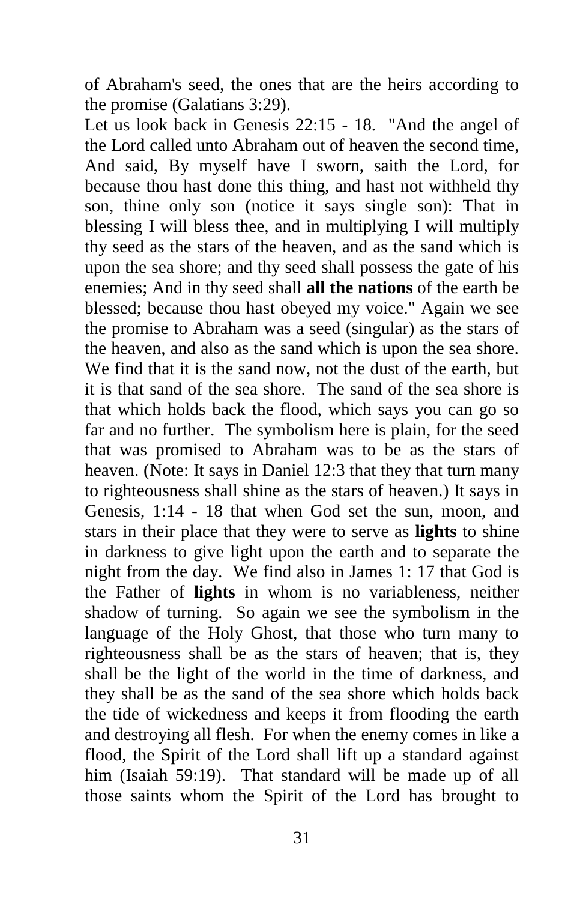of Abraham's seed, the ones that are the heirs according to the promise (Galatians 3:29).

Let us look back in Genesis 22:15 - 18. "And the angel of the Lord called unto Abraham out of heaven the second time, And said, By myself have I sworn, saith the Lord, for because thou hast done this thing, and hast not withheld thy son, thine only son (notice it says single son): That in blessing I will bless thee, and in multiplying I will multiply thy seed as the stars of the heaven, and as the sand which is upon the sea shore; and thy seed shall possess the gate of his enemies; And in thy seed shall **all the nations** of the earth be blessed; because thou hast obeyed my voice." Again we see the promise to Abraham was a seed (singular) as the stars of the heaven, and also as the sand which is upon the sea shore. We find that it is the sand now, not the dust of the earth, but it is that sand of the sea shore. The sand of the sea shore is that which holds back the flood, which says you can go so far and no further. The symbolism here is plain, for the seed that was promised to Abraham was to be as the stars of heaven. (Note: It says in Daniel 12:3 that they that turn many to righteousness shall shine as the stars of heaven.) It says in Genesis, 1:14 - 18 that when God set the sun, moon, and stars in their place that they were to serve as **lights** to shine in darkness to give light upon the earth and to separate the night from the day. We find also in James 1: 17 that God is the Father of **lights** in whom is no variableness, neither shadow of turning. So again we see the symbolism in the language of the Holy Ghost, that those who turn many to righteousness shall be as the stars of heaven; that is, they shall be the light of the world in the time of darkness, and they shall be as the sand of the sea shore which holds back the tide of wickedness and keeps it from flooding the earth and destroying all flesh. For when the enemy comes in like a flood, the Spirit of the Lord shall lift up a standard against him (Isaiah 59:19). That standard will be made up of all those saints whom the Spirit of the Lord has brought to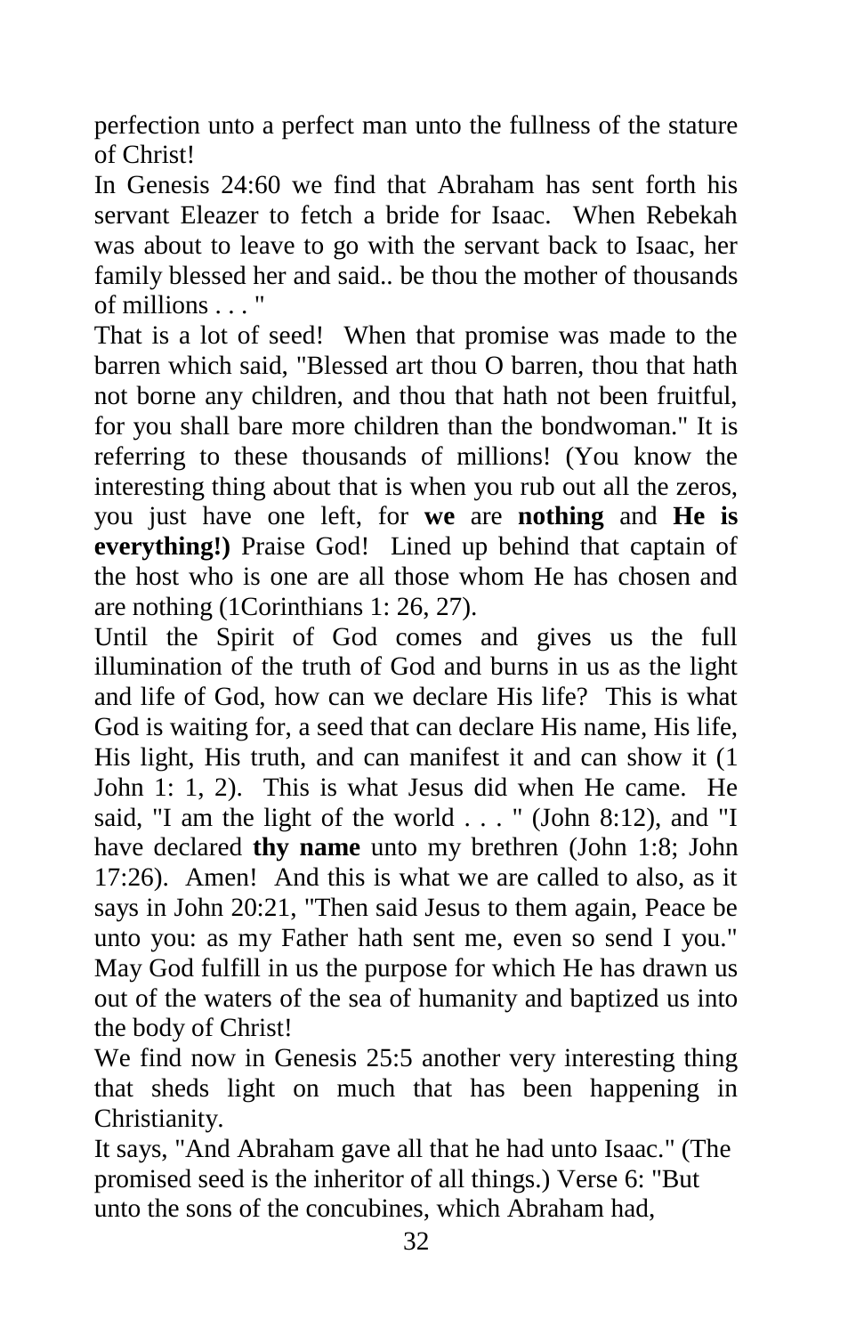perfection unto a perfect man unto the fullness of the stature of Christ!

In Genesis 24:60 we find that Abraham has sent forth his servant Eleazer to fetch a bride for Isaac. When Rebekah was about to leave to go with the servant back to Isaac, her family blessed her and said.. be thou the mother of thousands of millions . . . "

That is a lot of seed! When that promise was made to the barren which said, "Blessed art thou O barren, thou that hath not borne any children, and thou that hath not been fruitful, for you shall bare more children than the bondwoman." It is referring to these thousands of millions! (You know the interesting thing about that is when you rub out all the zeros, you just have one left, for **we** are **nothing** and **He is everything!)** Praise God! Lined up behind that captain of the host who is one are all those whom He has chosen and are nothing (1Corinthians 1: 26, 27).

Until the Spirit of God comes and gives us the full illumination of the truth of God and burns in us as the light and life of God, how can we declare His life? This is what God is waiting for, a seed that can declare His name, His life, His light, His truth, and can manifest it and can show it (1 John 1: 1, 2). This is what Jesus did when He came. He said, "I am the light of the world . . . " (John 8:12), and "I have declared **thy name** unto my brethren (John 1:8; John 17:26). Amen! And this is what we are called to also, as it says in John 20:21, "Then said Jesus to them again, Peace be unto you: as my Father hath sent me, even so send I you." May God fulfill in us the purpose for which He has drawn us out of the waters of the sea of humanity and baptized us into the body of Christ!

We find now in Genesis 25:5 another very interesting thing that sheds light on much that has been happening in Christianity.

It says, "And Abraham gave all that he had unto Isaac." (The promised seed is the inheritor of all things.) Verse 6: "But unto the sons of the concubines, which Abraham had,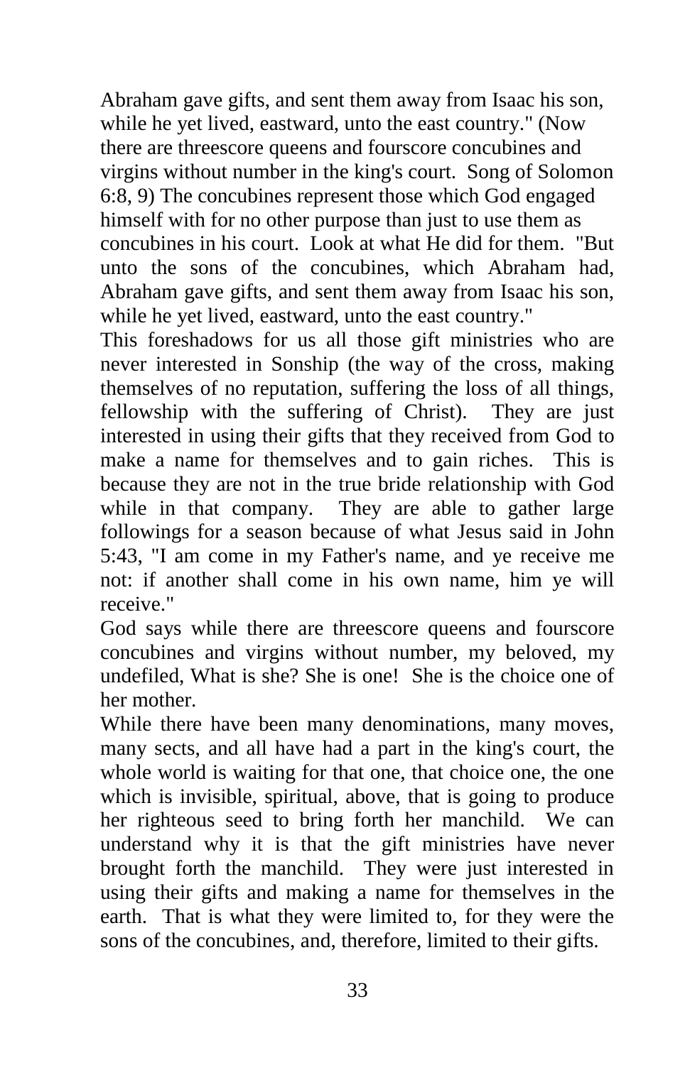Abraham gave gifts, and sent them away from Isaac his son, while he yet lived, eastward, unto the east country." (Now there are threescore queens and fourscore concubines and virgins without number in the king's court. Song of Solomon 6:8, 9) The concubines represent those which God engaged himself with for no other purpose than just to use them as concubines in his court. Look at what He did for them. "But unto the sons of the concubines, which Abraham had, Abraham gave gifts, and sent them away from Isaac his son, while he yet lived, eastward, unto the east country."

This foreshadows for us all those gift ministries who are never interested in Sonship (the way of the cross, making themselves of no reputation, suffering the loss of all things, fellowship with the suffering of Christ). They are just interested in using their gifts that they received from God to make a name for themselves and to gain riches. This is because they are not in the true bride relationship with God while in that company. They are able to gather large followings for a season because of what Jesus said in John 5:43, "I am come in my Father's name, and ye receive me not: if another shall come in his own name, him ye will receive."

God says while there are threescore queens and fourscore concubines and virgins without number, my beloved, my undefiled, What is she? She is one! She is the choice one of her mother.

While there have been many denominations, many moves, many sects, and all have had a part in the king's court, the whole world is waiting for that one, that choice one, the one which is invisible, spiritual, above, that is going to produce her righteous seed to bring forth her manchild. We can understand why it is that the gift ministries have never brought forth the manchild. They were just interested in using their gifts and making a name for themselves in the earth. That is what they were limited to, for they were the sons of the concubines, and, therefore, limited to their gifts.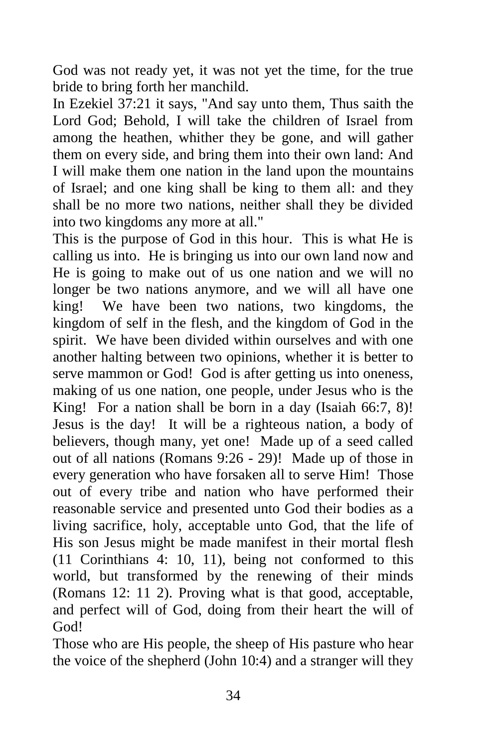God was not ready yet, it was not yet the time, for the true bride to bring forth her manchild.

In Ezekiel 37:21 it says, "And say unto them, Thus saith the Lord God; Behold, I will take the children of Israel from among the heathen, whither they be gone, and will gather them on every side, and bring them into their own land: And I will make them one nation in the land upon the mountains of Israel; and one king shall be king to them all: and they shall be no more two nations, neither shall they be divided into two kingdoms any more at all."

This is the purpose of God in this hour. This is what He is calling us into. He is bringing us into our own land now and He is going to make out of us one nation and we will no longer be two nations anymore, and we will all have one king! We have been two nations, two kingdoms, the kingdom of self in the flesh, and the kingdom of God in the spirit. We have been divided within ourselves and with one another halting between two opinions, whether it is better to serve mammon or God! God is after getting us into oneness, making of us one nation, one people, under Jesus who is the King! For a nation shall be born in a day (Isaiah 66:7, 8)! Jesus is the day! It will be a righteous nation, a body of believers, though many, yet one! Made up of a seed called out of all nations (Romans 9:26 - 29)! Made up of those in every generation who have forsaken all to serve Him! Those out of every tribe and nation who have performed their reasonable service and presented unto God their bodies as a living sacrifice, holy, acceptable unto God, that the life of His son Jesus might be made manifest in their mortal flesh (11 Corinthians 4: 10, 11), being not conformed to this world, but transformed by the renewing of their minds (Romans 12: 11 2). Proving what is that good, acceptable, and perfect will of God, doing from their heart the will of God!

Those who are His people, the sheep of His pasture who hear the voice of the shepherd (John 10:4) and a stranger will they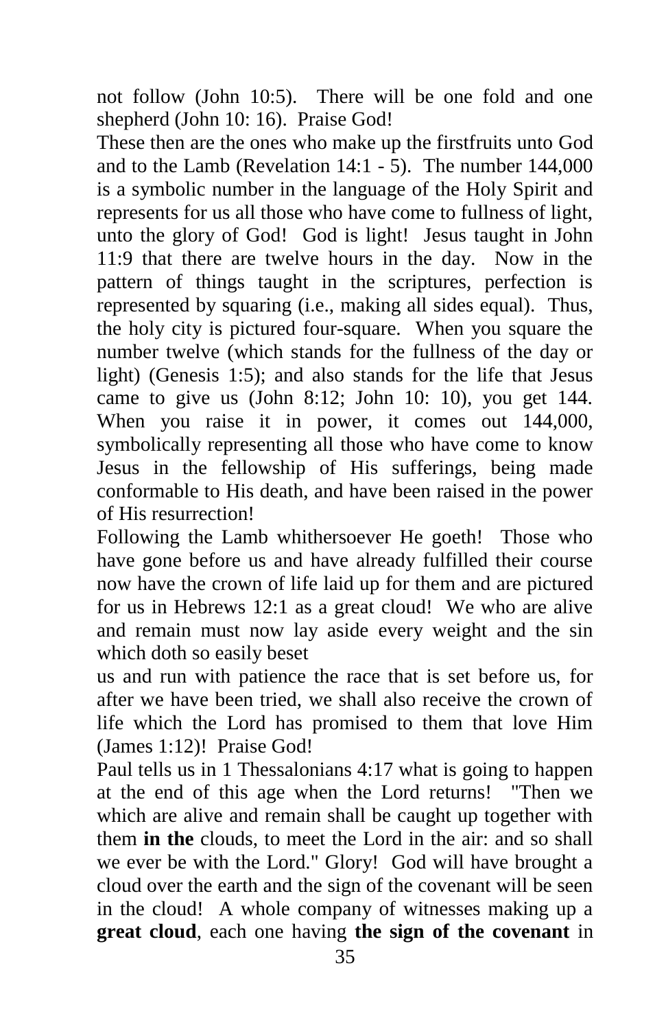not follow (John 10:5). There will be one fold and one shepherd (John 10: 16). Praise God!

These then are the ones who make up the firstfruits unto God and to the Lamb (Revelation 14:1 - 5). The number 144,000 is a symbolic number in the language of the Holy Spirit and represents for us all those who have come to fullness of light, unto the glory of God! God is light! Jesus taught in John 11:9 that there are twelve hours in the day. Now in the pattern of things taught in the scriptures, perfection is represented by squaring (i.e., making all sides equal). Thus, the holy city is pictured four-square. When you square the number twelve (which stands for the fullness of the day or light) (Genesis 1:5); and also stands for the life that Jesus came to give us (John 8:12; John 10: 10), you get 144. When you raise it in power, it comes out 144,000, symbolically representing all those who have come to know Jesus in the fellowship of His sufferings, being made conformable to His death, and have been raised in the power of His resurrection!

Following the Lamb whithersoever He goeth! Those who have gone before us and have already fulfilled their course now have the crown of life laid up for them and are pictured for us in Hebrews 12:1 as a great cloud! We who are alive and remain must now lay aside every weight and the sin which doth so easily beset us and run with patience the race that is set before us, for after we have been tried, we shall also receive the crown of life which the Lord has promised to them that love Him (James 1:12)! Praise God!

Paul tells us in 1 Thessalonians 4:17 what is going to happen at the end of this age when the Lord returns! "Then we which are alive and remain shall be caught up together with them **in the** clouds, to meet the Lord in the air: and so shall we ever be with the Lord." Glory! God will have brought a cloud over the earth and the sign of the covenant will be seen in the cloud! A whole company of witnesses making up a **great cloud**, each one having **the sign of the covenant** in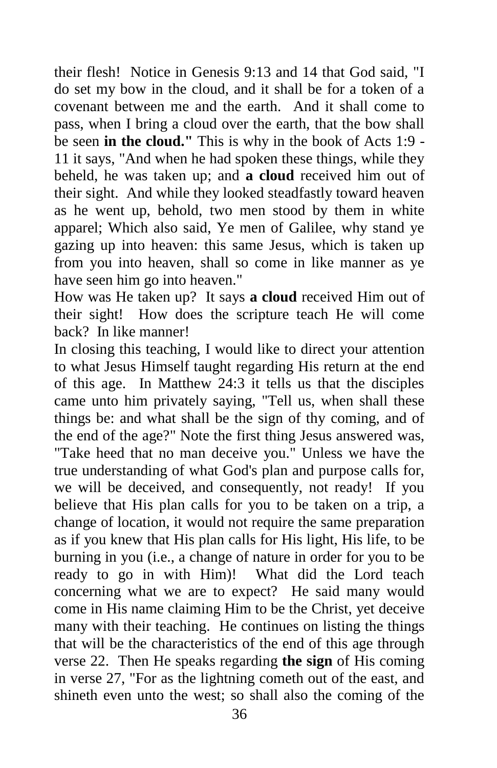their flesh! Notice in Genesis 9:13 and 14 that God said, "I do set my bow in the cloud, and it shall be for a token of a covenant between me and the earth. And it shall come to pass, when I bring a cloud over the earth, that the bow shall be seen **in the cloud."** This is why in the book of Acts 1:9 - 11 it says, "And when he had spoken these things, while they beheld, he was taken up; and **a cloud** received him out of their sight. And while they looked steadfastly toward heaven as he went up, behold, two men stood by them in white apparel; Which also said, Ye men of Galilee, why stand ye gazing up into heaven: this same Jesus, which is taken up from you into heaven, shall so come in like manner as ye have seen him go into heaven."

How was He taken up? It says **a cloud** received Him out of their sight! How does the scripture teach He will come back? In like manner!

In closing this teaching, I would like to direct your attention to what Jesus Himself taught regarding His return at the end of this age. In Matthew 24:3 it tells us that the disciples came unto him privately saying, "Tell us, when shall these things be: and what shall be the sign of thy coming, and of the end of the age?" Note the first thing Jesus answered was, "Take heed that no man deceive you." Unless we have the true understanding of what God's plan and purpose calls for, we will be deceived, and consequently, not ready! If you believe that His plan calls for you to be taken on a trip, a change of location, it would not require the same preparation as if you knew that His plan calls for His light, His life, to be burning in you (i.e., a change of nature in order for you to be ready to go in with Him)! What did the Lord teach concerning what we are to expect? He said many would come in His name claiming Him to be the Christ, yet deceive many with their teaching. He continues on listing the things that will be the characteristics of the end of this age through verse 22. Then He speaks regarding **the sign** of His coming in verse 27, "For as the lightning cometh out of the east, and shineth even unto the west; so shall also the coming of the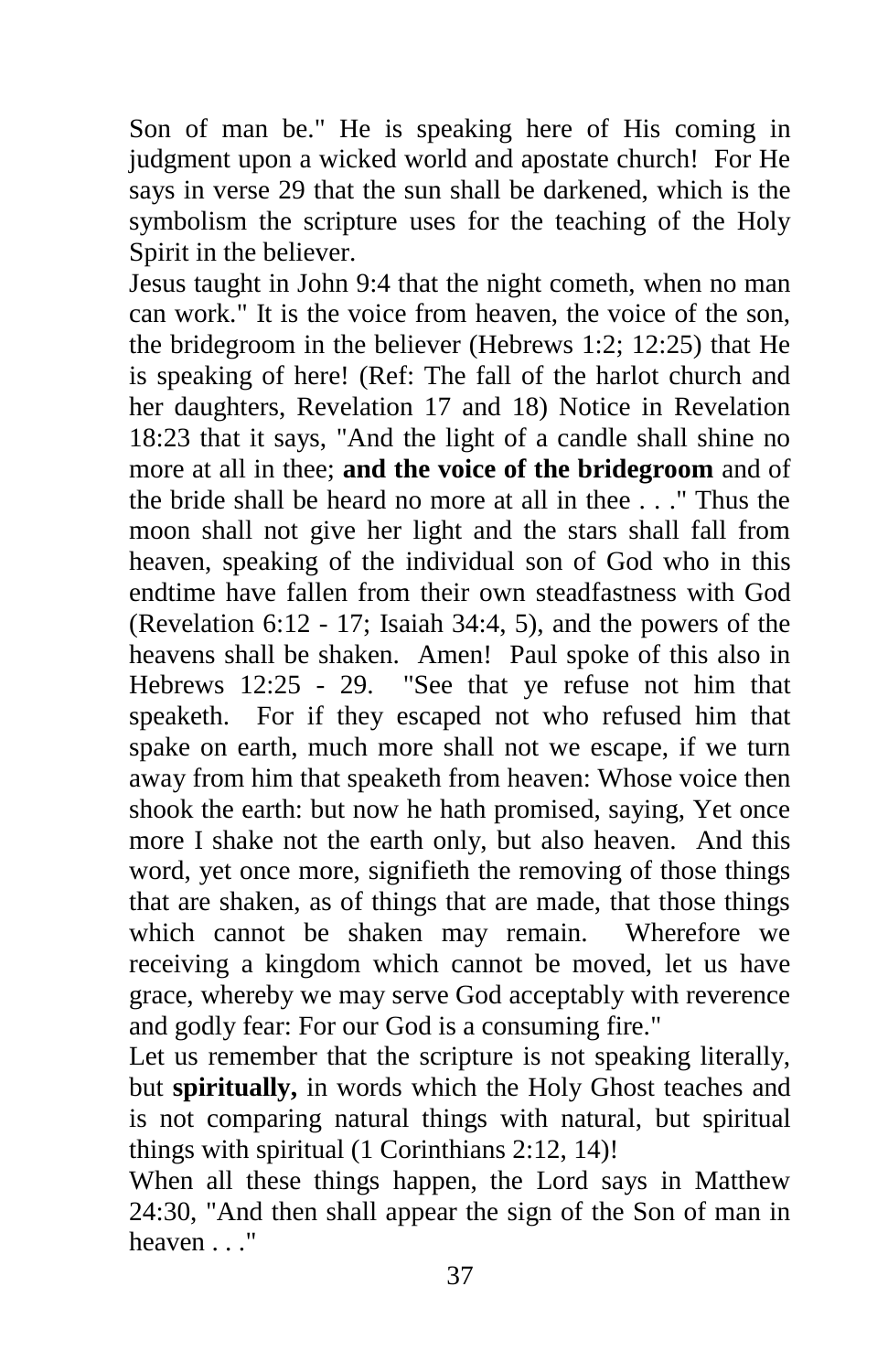Son of man be." He is speaking here of His coming in judgment upon a wicked world and apostate church! For He says in verse 29 that the sun shall be darkened, which is the symbolism the scripture uses for the teaching of the Holy Spirit in the believer.

Jesus taught in John 9:4 that the night cometh, when no man can work." It is the voice from heaven, the voice of the son, the bridegroom in the believer (Hebrews 1:2; 12:25) that He is speaking of here! (Ref: The fall of the harlot church and her daughters, Revelation 17 and 18) Notice in Revelation 18:23 that it says, "And the light of a candle shall shine no more at all in thee; **and the voice of the bridegroom** and of the bride shall be heard no more at all in thee . . ." Thus the moon shall not give her light and the stars shall fall from heaven, speaking of the individual son of God who in this endtime have fallen from their own steadfastness with God (Revelation 6:12 - 17; Isaiah 34:4, 5), and the powers of the heavens shall be shaken. Amen! Paul spoke of this also in Hebrews 12:25 - 29. "See that ye refuse not him that speaketh. For if they escaped not who refused him that spake on earth, much more shall not we escape, if we turn away from him that speaketh from heaven: Whose voice then shook the earth: but now he hath promised, saying, Yet once more I shake not the earth only, but also heaven. And this word, yet once more, signifieth the removing of those things that are shaken, as of things that are made, that those things which cannot be shaken may remain. Wherefore we receiving a kingdom which cannot be moved, let us have grace, whereby we may serve God acceptably with reverence and godly fear: For our God is a consuming fire."

Let us remember that the scripture is not speaking literally, but **spiritually,** in words which the Holy Ghost teaches and is not comparing natural things with natural, but spiritual things with spiritual (1 Corinthians 2:12, 14)!

When all these things happen, the Lord says in Matthew 24:30, "And then shall appear the sign of the Son of man in heaven . . ."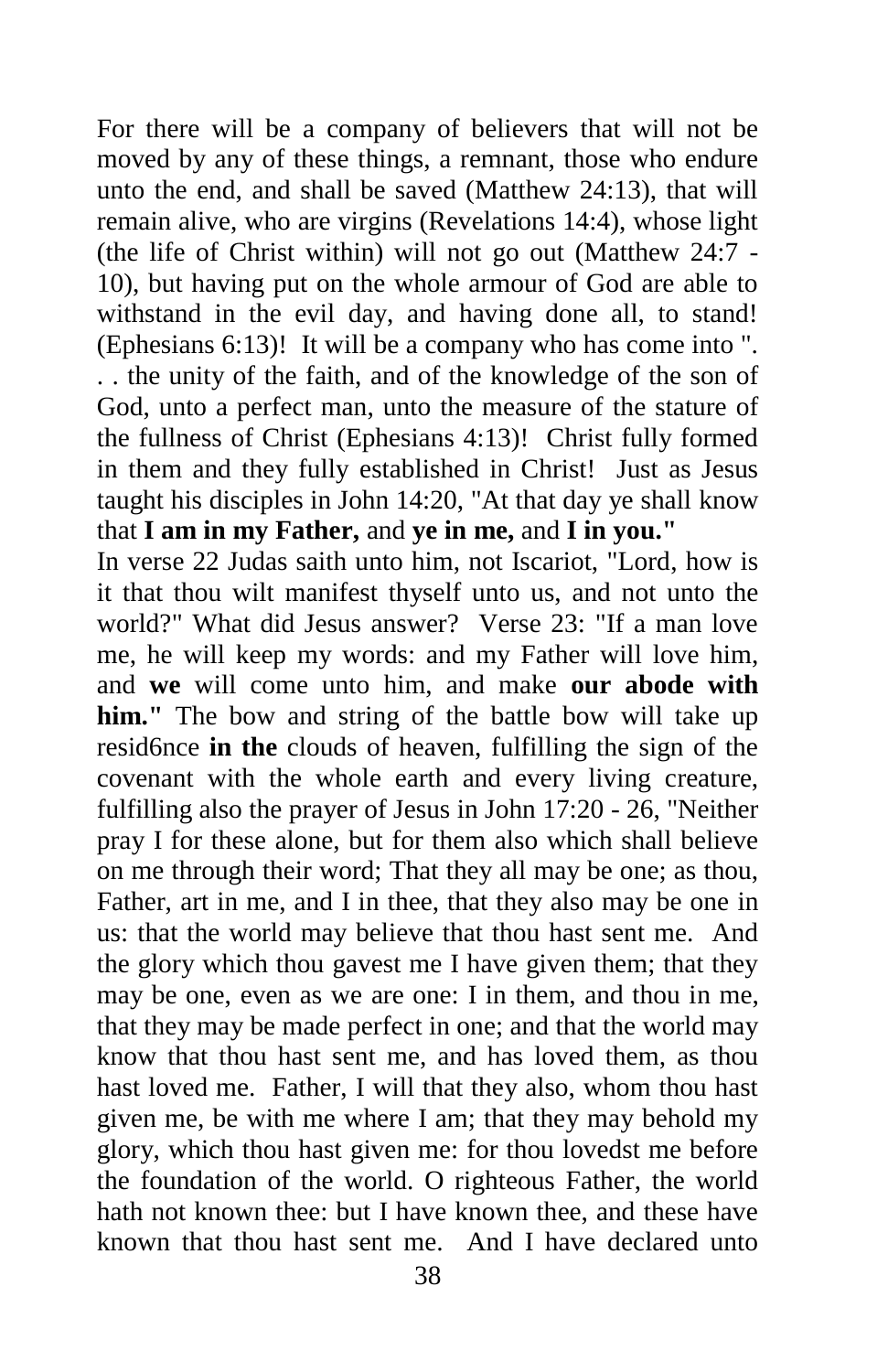For there will be a company of believers that will not be moved by any of these things, a remnant, those who endure unto the end, and shall be saved (Matthew 24:13), that will remain alive, who are virgins (Revelations 14:4), whose light (the life of Christ within) will not go out (Matthew 24:7 - 10), but having put on the whole armour of God are able to withstand in the evil day, and having done all, to stand! (Ephesians 6:13)! It will be a company who has come into ". . . the unity of the faith, and of the knowledge of the son of God, unto a perfect man, unto the measure of the stature of the fullness of Christ (Ephesians 4:13)! Christ fully formed in them and they fully established in Christ! Just as Jesus taught his disciples in John 14:20, "At that day ye shall know that **I am in my Father,** and **ye in me,** and **I in you."**

In verse 22 Judas saith unto him, not Iscariot, "Lord, how is it that thou wilt manifest thyself unto us, and not unto the world?" What did Jesus answer? Verse 23: "If a man love me, he will keep my words: and my Father will love him, and **we** will come unto him, and make **our abode with him."** The bow and string of the battle bow will take up resid6nce **in the** clouds of heaven, fulfilling the sign of the covenant with the whole earth and every living creature, fulfilling also the prayer of Jesus in John 17:20 - 26, "Neither pray I for these alone, but for them also which shall believe on me through their word; That they all may be one; as thou, Father, art in me, and I in thee, that they also may be one in us: that the world may believe that thou hast sent me. And the glory which thou gavest me I have given them; that they may be one, even as we are one: I in them, and thou in me, that they may be made perfect in one; and that the world may know that thou hast sent me, and has loved them, as thou hast loved me. Father, I will that they also, whom thou hast given me, be with me where I am; that they may behold my glory, which thou hast given me: for thou lovedst me before the foundation of the world. O righteous Father, the world hath not known thee: but I have known thee, and these have known that thou hast sent me. And I have declared unto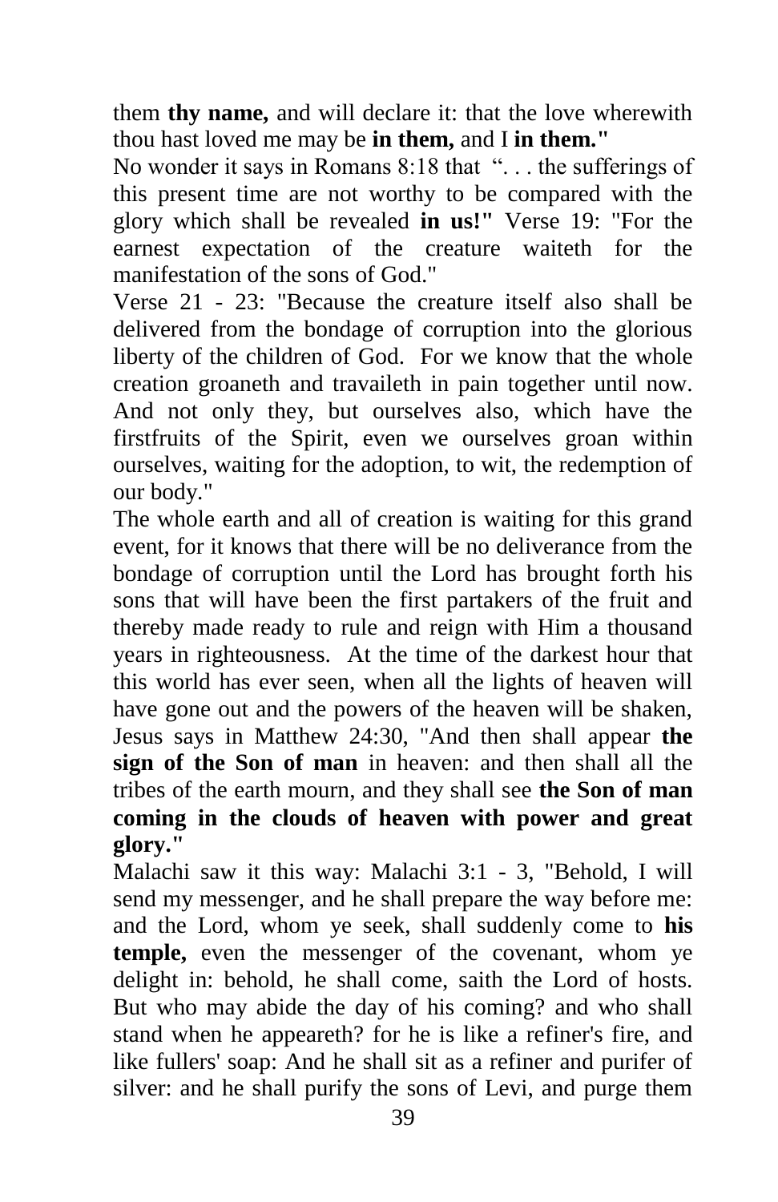them **thy name,** and will declare it: that the love wherewith thou hast loved me may be **in them,** and I **in them."**

No wonder it says in Romans 8:18 that ". . . the sufferings of this present time are not worthy to be compared with the glory which shall be revealed **in us!"** Verse 19: "For the earnest expectation of the creature waiteth for the manifestation of the sons of God."

Verse 21 - 23: "Because the creature itself also shall be delivered from the bondage of corruption into the glorious liberty of the children of God. For we know that the whole creation groaneth and travaileth in pain together until now. And not only they, but ourselves also, which have the firstfruits of the Spirit, even we ourselves groan within ourselves, waiting for the adoption, to wit, the redemption of our body."

The whole earth and all of creation is waiting for this grand event, for it knows that there will be no deliverance from the bondage of corruption until the Lord has brought forth his sons that will have been the first partakers of the fruit and thereby made ready to rule and reign with Him a thousand years in righteousness. At the time of the darkest hour that this world has ever seen, when all the lights of heaven will have gone out and the powers of the heaven will be shaken, Jesus says in Matthew 24:30, "And then shall appear **the sign of the Son of man** in heaven: and then shall all the tribes of the earth mourn, and they shall see **the Son of man coming in the clouds of heaven with power and great glory."**

Malachi saw it this way: Malachi 3:1 - 3, "Behold, I will send my messenger, and he shall prepare the way before me: and the Lord, whom ye seek, shall suddenly come to **his temple,** even the messenger of the covenant, whom ye delight in: behold, he shall come, saith the Lord of hosts. But who may abide the day of his coming? and who shall stand when he appeareth? for he is like a refiner's fire, and like fullers' soap: And he shall sit as a refiner and purifer of silver: and he shall purify the sons of Levi, and purge them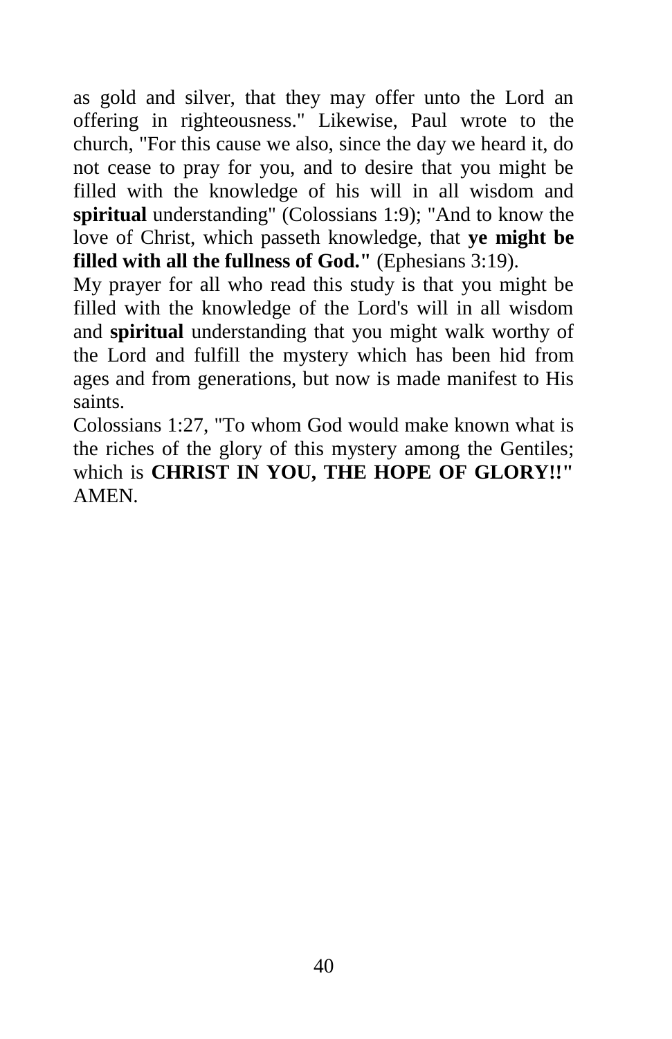as gold and silver, that they may offer unto the Lord an offering in righteousness." Likewise, Paul wrote to the church, "For this cause we also, since the day we heard it, do not cease to pray for you, and to desire that you might be filled with the knowledge of his will in all wisdom and **spiritual** understanding" (Colossians 1:9); "And to know the love of Christ, which passeth knowledge, that **ye might be filled with all the fullness of God."** (Ephesians 3:19).

My prayer for all who read this study is that you might be filled with the knowledge of the Lord's will in all wisdom and **spiritual** understanding that you might walk worthy of the Lord and fulfill the mystery which has been hid from ages and from generations, but now is made manifest to His saints.

Colossians 1:27, "To whom God would make known what is the riches of the glory of this mystery among the Gentiles; which is **CHRIST IN YOU, THE HOPE OF GLORY!!"** AMEN.